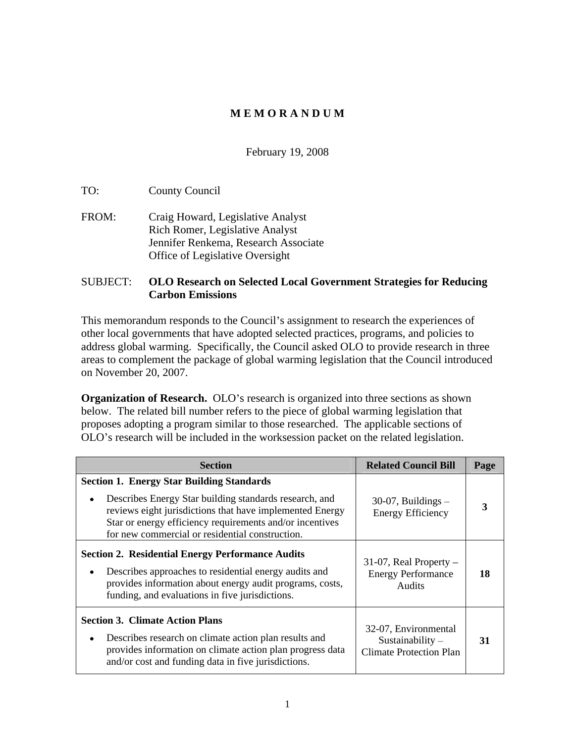# M E M O R A N D U M

February 19, 2008

TO: County Council

FROM: Craig Howard, Legislative Analyst
Rich Romer, Legislative Analyst
Jennifer Renkema, Research Associate
Office of Legislative Oversight

SUBJECT: **OLO Research on Selected Local Government Strategies for Reducing Carbon Emissions**

This memorandum responds to the Council's assignment to research the experiences of other local governments that have adopted selected practices, programs, and policies to address global warming. Specifically, the Council asked OLO to provide research in three areas to complement the package of global warming legislation that the Council introduced on November 20, 2007.

**Organization of Research.** OLO's research is organized into three sections as shown below. The related bill number refers to the piece of global warming legislation that proposes adopting a program similar to those researched. The applicable sections of OLO's research will be included in the worksession packet on the related legislation.

| Section | Related Council Bill | Page |
|---|---|---|
| **Section 1. Energy Star Building Standards**<br>• Describes Energy Star building standards research, and reviews eight jurisdictions that have implemented Energy Star or energy efficiency requirements and/or incentives for new commercial or residential construction. | 30-07, Buildings – Energy Efficiency | **3** |
| **Section 2. Residential Energy Performance Audits**<br>• Describes approaches to residential energy audits and provides information about energy audit programs, costs, funding, and evaluations in five jurisdictions. | 31-07, Real Property – Energy Performance Audits | **18** |
| **Section 3. Climate Action Plans**<br>• Describes research on climate action plan results and provides information on climate action plan progress data and/or cost and funding data in five jurisdictions. | 32-07, Environmental Sustainability – Climate Protection Plan | **31** |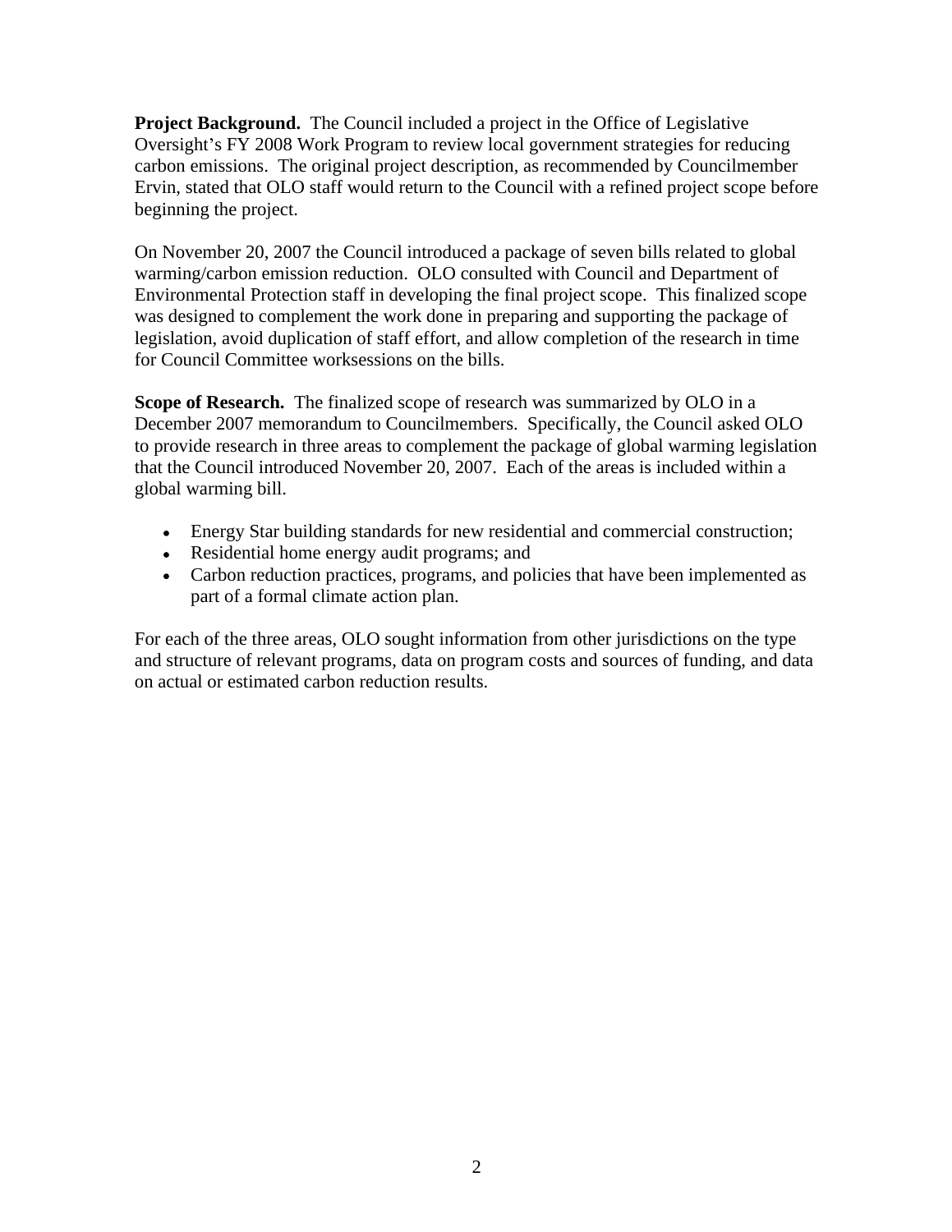**Project Background.** The Council included a project in the Office of Legislative Oversight's FY 2008 Work Program to review local government strategies for reducing carbon emissions. The original project description, as recommended by Councilmember Ervin, stated that OLO staff would return to the Council with a refined project scope before beginning the project.

On November 20, 2007 the Council introduced a package of seven bills related to global warming/carbon emission reduction. OLO consulted with Council and Department of Environmental Protection staff in developing the final project scope. This finalized scope was designed to complement the work done in preparing and supporting the package of legislation, avoid duplication of staff effort, and allow completion of the research in time for Council Committee worksessions on the bills.

**Scope of Research.** The finalized scope of research was summarized by OLO in a December 2007 memorandum to Councilmembers. Specifically, the Council asked OLO to provide research in three areas to complement the package of global warming legislation that the Council introduced November 20, 2007. Each of the areas is included within a global warming bill.

- Energy Star building standards for new residential and commercial construction;
- Residential home energy audit programs; and
- Carbon reduction practices, programs, and policies that have been implemented as part of a formal climate action plan.

For each of the three areas, OLO sought information from other jurisdictions on the type and structure of relevant programs, data on program costs and sources of funding, and data on actual or estimated carbon reduction results.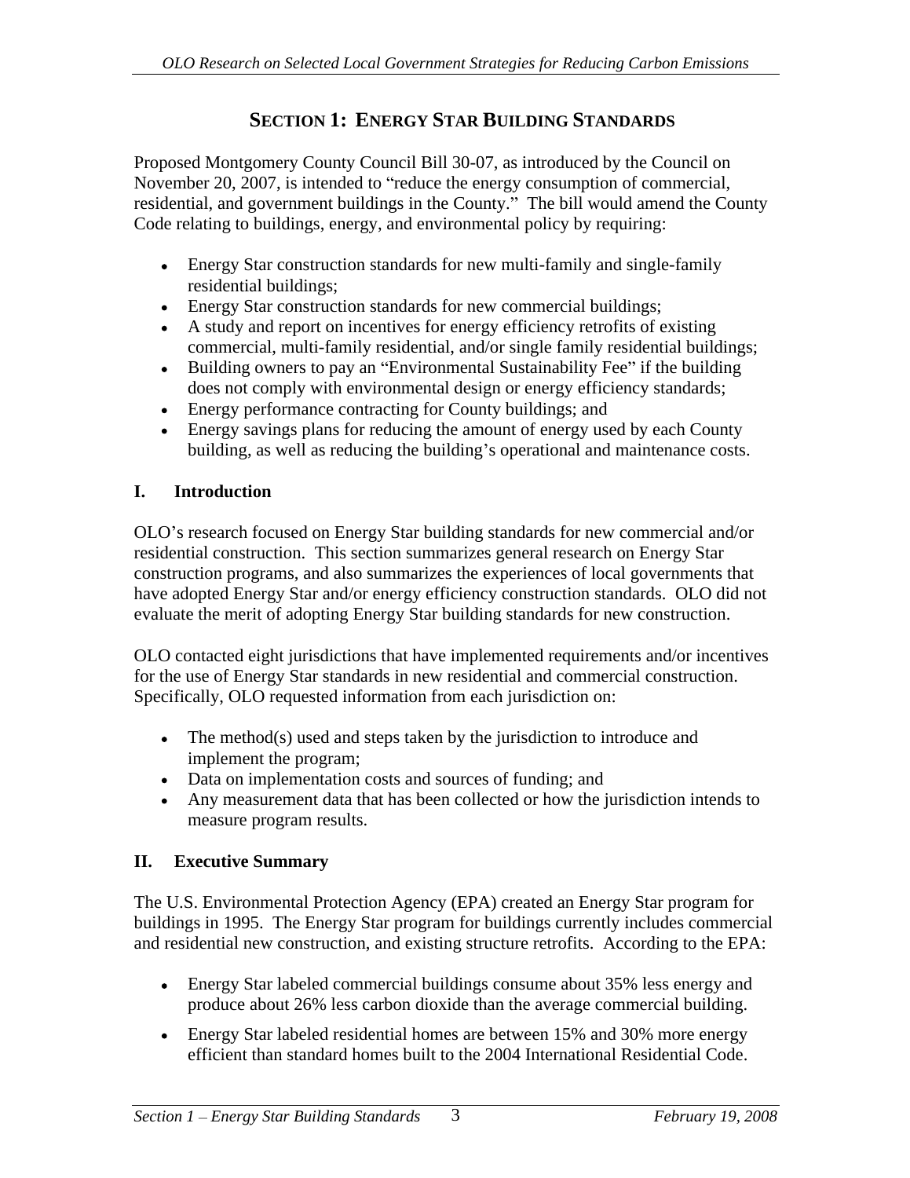# SECTION 1: ENERGY STAR BUILDING STANDARDS

Proposed Montgomery County Council Bill 30-07, as introduced by the Council on November 20, 2007, is intended to "reduce the energy consumption of commercial, residential, and government buildings in the County." The bill would amend the County Code relating to buildings, energy, and environmental policy by requiring:

- Energy Star construction standards for new multi-family and single-family residential buildings;
- Energy Star construction standards for new commercial buildings;
- A study and report on incentives for energy efficiency retrofits of existing commercial, multi-family residential, and/or single family residential buildings;
- Building owners to pay an "Environmental Sustainability Fee" if the building does not comply with environmental design or energy efficiency standards;
- Energy performance contracting for County buildings; and
- Energy savings plans for reducing the amount of energy used by each County building, as well as reducing the building's operational and maintenance costs.

## I. Introduction

OLO's research focused on Energy Star building standards for new commercial and/or residential construction. This section summarizes general research on Energy Star construction programs, and also summarizes the experiences of local governments that have adopted Energy Star and/or energy efficiency construction standards. OLO did not evaluate the merit of adopting Energy Star building standards for new construction.

OLO contacted eight jurisdictions that have implemented requirements and/or incentives for the use of Energy Star standards in new residential and commercial construction. Specifically, OLO requested information from each jurisdiction on:

- The method(s) used and steps taken by the jurisdiction to introduce and implement the program;
- Data on implementation costs and sources of funding; and
- Any measurement data that has been collected or how the jurisdiction intends to measure program results.

## II. Executive Summary

The U.S. Environmental Protection Agency (EPA) created an Energy Star program for buildings in 1995. The Energy Star program for buildings currently includes commercial and residential new construction, and existing structure retrofits. According to the EPA:

- Energy Star labeled commercial buildings consume about 35% less energy and produce about 26% less carbon dioxide than the average commercial building.
- Energy Star labeled residential homes are between 15% and 30% more energy efficient than standard homes built to the 2004 International Residential Code.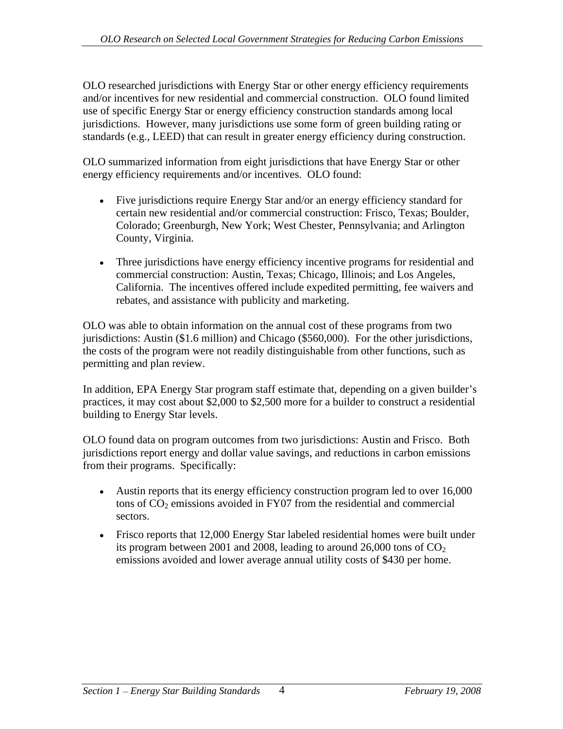OLO researched jurisdictions with Energy Star or other energy efficiency requirements and/or incentives for new residential and commercial construction. OLO found limited use of specific Energy Star or energy efficiency construction standards among local jurisdictions. However, many jurisdictions use some form of green building rating or standards (e.g., LEED) that can result in greater energy efficiency during construction.

OLO summarized information from eight jurisdictions that have Energy Star or other energy efficiency requirements and/or incentives. OLO found:

- Five jurisdictions require Energy Star and/or an energy efficiency standard for certain new residential and/or commercial construction: Frisco, Texas; Boulder, Colorado; Greenburgh, New York; West Chester, Pennsylvania; and Arlington County, Virginia.
- Three jurisdictions have energy efficiency incentive programs for residential and commercial construction: Austin, Texas; Chicago, Illinois; and Los Angeles, California. The incentives offered include expedited permitting, fee waivers and rebates, and assistance with publicity and marketing.

OLO was able to obtain information on the annual cost of these programs from two jurisdictions: Austin ($1.6 million) and Chicago ($560,000). For the other jurisdictions, the costs of the program were not readily distinguishable from other functions, such as permitting and plan review.

In addition, EPA Energy Star program staff estimate that, depending on a given builder's practices, it may cost about $2,000 to $2,500 more for a builder to construct a residential building to Energy Star levels.

OLO found data on program outcomes from two jurisdictions: Austin and Frisco. Both jurisdictions report energy and dollar value savings, and reductions in carbon emissions from their programs. Specifically:

- Austin reports that its energy efficiency construction program led to over 16,000 tons of $CO_2$ emissions avoided in FY07 from the residential and commercial sectors.
- Frisco reports that 12,000 Energy Star labeled residential homes were built under its program between 2001 and 2008, leading to around 26,000 tons of $CO_2$ emissions avoided and lower average annual utility costs of $430 per home.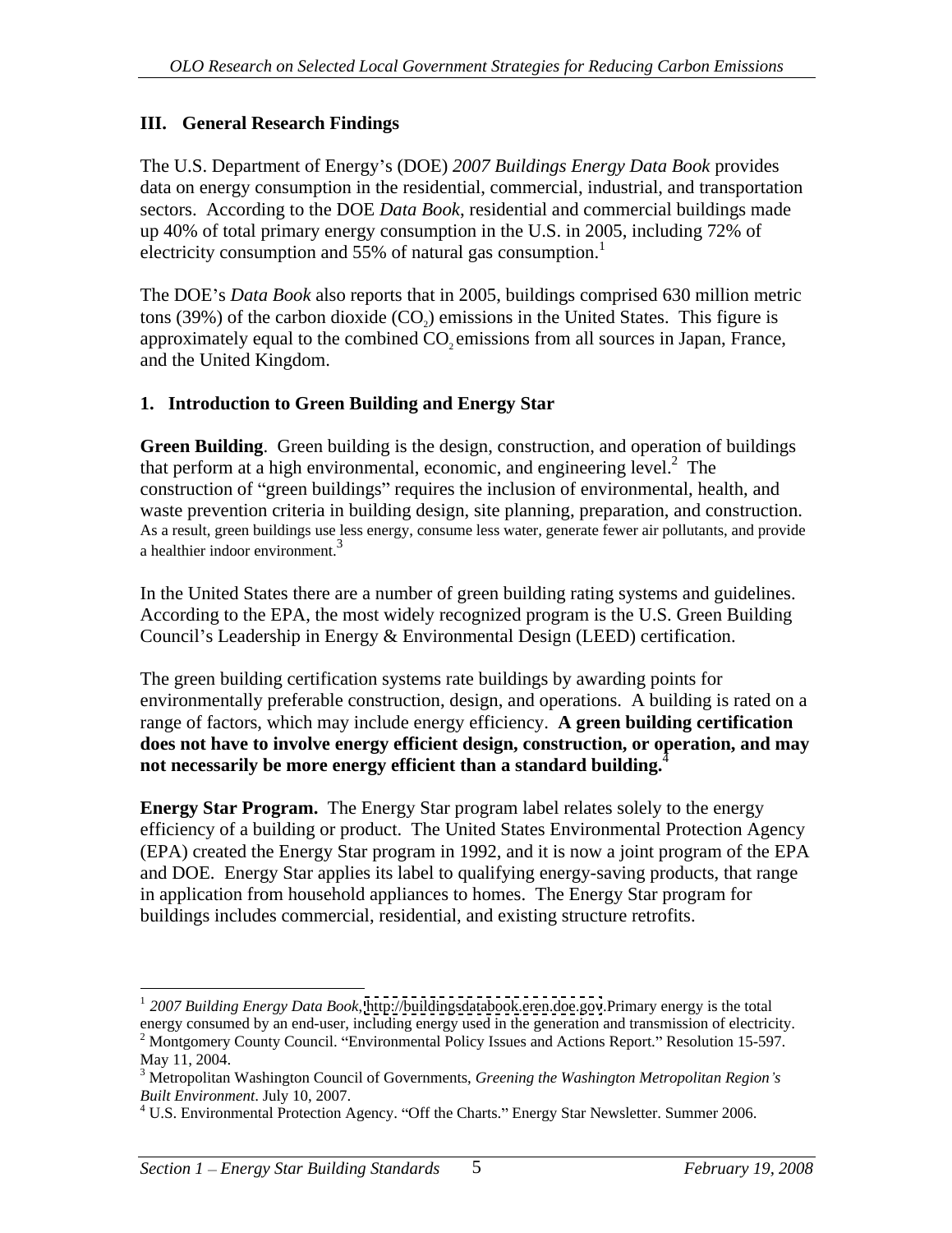## III. General Research Findings

The U.S. Department of Energy's (DOE) *2007 Buildings Energy Data Book* provides data on energy consumption in the residential, commercial, industrial, and transportation sectors. According to the DOE *Data Book*, residential and commercial buildings made up 40% of total primary energy consumption in the U.S. in 2005, including 72% of electricity consumption and 55% of natural gas consumption.[1]

The DOE's *Data Book* also reports that in 2005, buildings comprised 630 million metric tons (39%) of the carbon dioxide ($CO_2$) emissions in the United States. This figure is approximately equal to the combined $CO_2$ emissions from all sources in Japan, France, and the United Kingdom.

### 1. Introduction to Green Building and Energy Star

**Green Building**. Green building is the design, construction, and operation of buildings that perform at a high environmental, economic, and engineering level.[2] The construction of "green buildings" requires the inclusion of environmental, health, and waste prevention criteria in building design, site planning, preparation, and construction. As a result, green buildings use less energy, consume less water, generate fewer air pollutants, and provide a healthier indoor environment.[3]

In the United States there are a number of green building rating systems and guidelines. According to the EPA, the most widely recognized program is the U.S. Green Building Council's Leadership in Energy & Environmental Design (LEED) certification.

The green building certification systems rate buildings by awarding points for environmentally preferable construction, design, and operations. A building is rated on a range of factors, which may include energy efficiency. **A green building certification does not have to involve energy efficient design, construction, or operation, and may not necessarily be more energy efficient than a standard building.**[4]

**Energy Star Program.** The Energy Star program label relates solely to the energy efficiency of a building or product. The United States Environmental Protection Agency (EPA) created the Energy Star program in 1992, and it is now a joint program of the EPA and DOE. Energy Star applies its label to qualifying energy-saving products, that range in application from household appliances to homes. The Energy Star program for buildings includes commercial, residential, and existing structure retrofits.

---

[1] *2007 Building Energy Data Book*, http://buildingsdatabook.eren.doe.gov.Primary energy is the total energy consumed by an end-user, including energy used in the generation and transmission of electricity.

[2] Montgomery County Council. "Environmental Policy Issues and Actions Report." Resolution 15-597. May 11, 2004.

[3] Metropolitan Washington Council of Governments, *Greening the Washington Metropolitan Region's Built Environment*. July 10, 2007.

[4] U.S. Environmental Protection Agency. "Off the Charts." Energy Star Newsletter. Summer 2006.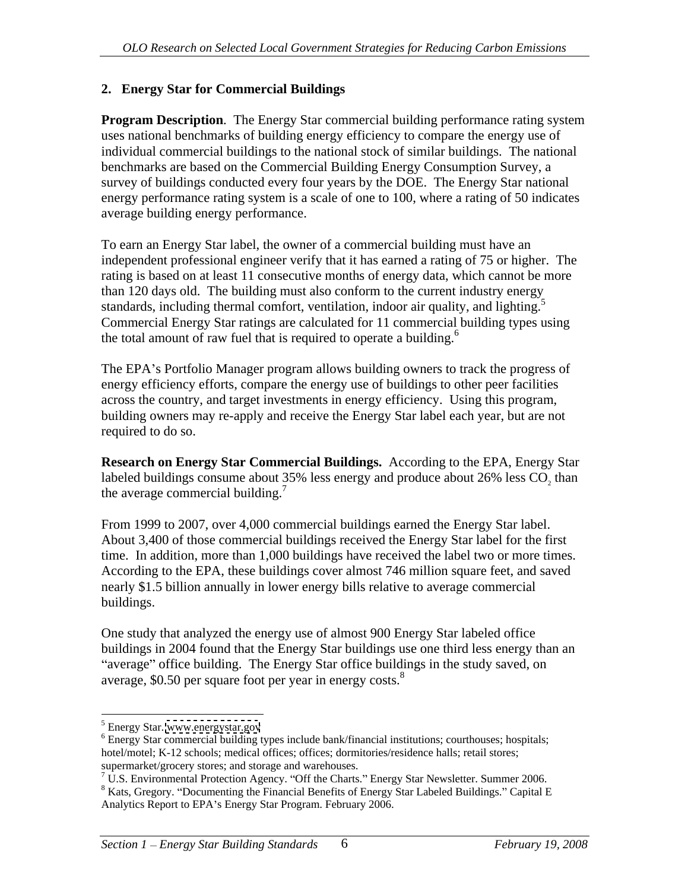## 2. Energy Star for Commercial Buildings

**Program Description**. The Energy Star commercial building performance rating system uses national benchmarks of building energy efficiency to compare the energy use of individual commercial buildings to the national stock of similar buildings. The national benchmarks are based on the Commercial Building Energy Consumption Survey, a survey of buildings conducted every four years by the DOE. The Energy Star national energy performance rating system is a scale of one to 100, where a rating of 50 indicates average building energy performance.

To earn an Energy Star label, the owner of a commercial building must have an independent professional engineer verify that it has earned a rating of 75 or higher. The rating is based on at least 11 consecutive months of energy data, which cannot be more than 120 days old. The building must also conform to the current industry energy standards, including thermal comfort, ventilation, indoor air quality, and lighting.[5] Commercial Energy Star ratings are calculated for 11 commercial building types using the total amount of raw fuel that is required to operate a building.[6]

The EPA's Portfolio Manager program allows building owners to track the progress of energy efficiency efforts, compare the energy use of buildings to other peer facilities across the country, and target investments in energy efficiency. Using this program, building owners may re-apply and receive the Energy Star label each year, but are not required to do so.

**Research on Energy Star Commercial Buildings.** According to the EPA, Energy Star labeled buildings consume about 35% less energy and produce about 26% less $CO_2$ than the average commercial building.[7]

From 1999 to 2007, over 4,000 commercial buildings earned the Energy Star label. About 3,400 of those commercial buildings received the Energy Star label for the first time. In addition, more than 1,000 buildings have received the label two or more times. According to the EPA, these buildings cover almost 746 million square feet, and saved nearly $1.5 billion annually in lower energy bills relative to average commercial buildings.

One study that analyzed the energy use of almost 900 Energy Star labeled office buildings in 2004 found that the Energy Star buildings use one third less energy than an "average" office building. The Energy Star office buildings in the study saved, on average, $0.50 per square foot per year in energy costs.[8]

---

[5] Energy Star. www.energystar.gov

[6] Energy Star commercial building types include bank/financial institutions; courthouses; hospitals; hotel/motel; K-12 schools; medical offices; offices; dormitories/residence halls; retail stores; supermarket/grocery stores; and storage and warehouses.

[7] U.S. Environmental Protection Agency. "Off the Charts." Energy Star Newsletter. Summer 2006.

[8] Kats, Gregory. "Documenting the Financial Benefits of Energy Star Labeled Buildings." Capital E Analytics Report to EPA's Energy Star Program. February 2006.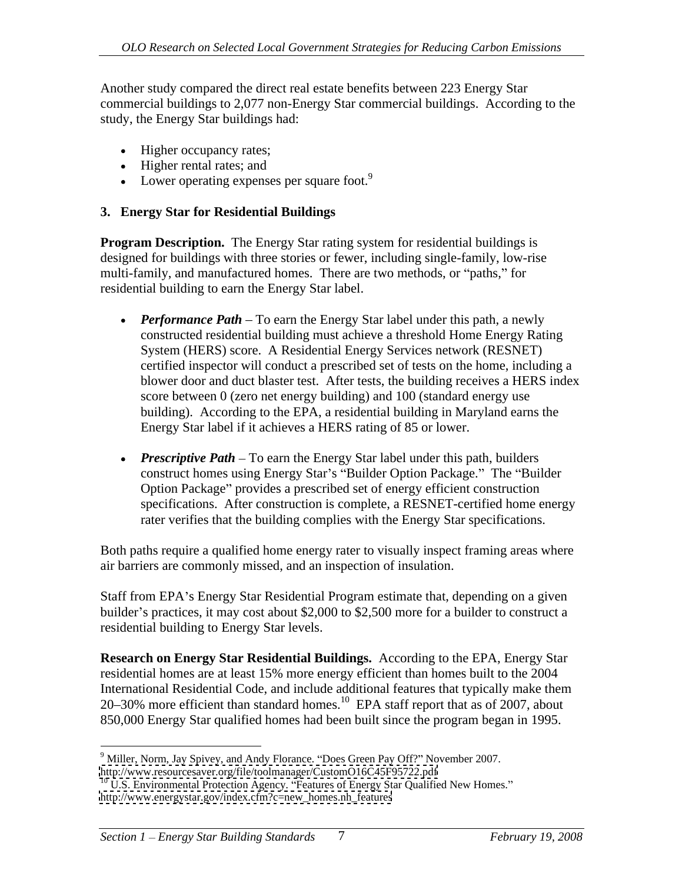Another study compared the direct real estate benefits between 223 Energy Star commercial buildings to 2,077 non-Energy Star commercial buildings. According to the study, the Energy Star buildings had:

- Higher occupancy rates;
- Higher rental rates; and
- Lower operating expenses per square foot.[9]

### 3. Energy Star for Residential Buildings

**Program Description.** The Energy Star rating system for residential buildings is designed for buildings with three stories or fewer, including single-family, low-rise multi-family, and manufactured homes. There are two methods, or "paths," for residential building to earn the Energy Star label.

- ***Performance Path*** – To earn the Energy Star label under this path, a newly constructed residential building must achieve a threshold Home Energy Rating System (HERS) score. A Residential Energy Services network (RESNET) certified inspector will conduct a prescribed set of tests on the home, including a blower door and duct blaster test. After tests, the building receives a HERS index score between 0 (zero net energy building) and 100 (standard energy use building). According to the EPA, a residential building in Maryland earns the Energy Star label if it achieves a HERS rating of 85 or lower.

- ***Prescriptive Path*** – To earn the Energy Star label under this path, builders construct homes using Energy Star's "Builder Option Package." The "Builder Option Package" provides a prescribed set of energy efficient construction specifications. After construction is complete, a RESNET-certified home energy rater verifies that the building complies with the Energy Star specifications.

Both paths require a qualified home energy rater to visually inspect framing areas where air barriers are commonly missed, and an inspection of insulation.

Staff from EPA's Energy Star Residential Program estimate that, depending on a given builder's practices, it may cost about $2,000 to $2,500 more for a builder to construct a residential building to Energy Star levels.

**Research on Energy Star Residential Buildings.** According to the EPA, Energy Star residential homes are at least 15% more energy efficient than homes built to the 2004 International Residential Code, and include additional features that typically make them 20–30% more efficient than standard homes.[10] EPA staff report that as of 2007, about 850,000 Energy Star qualified homes had been built since the program began in 1995.

---

[9] Miller, Norm, Jay Spivey, and Andy Florance. "Does Green Pay Off?" November 2007. http://www.resourcesaver.org/file/toolmanager/CustomO16C45F95722.pdf

[10] U.S. Environmental Protection Agency. "Features of Energy Star Qualified New Homes." http://www.energystar.gov/index.cfm?c=new_homes.nh_features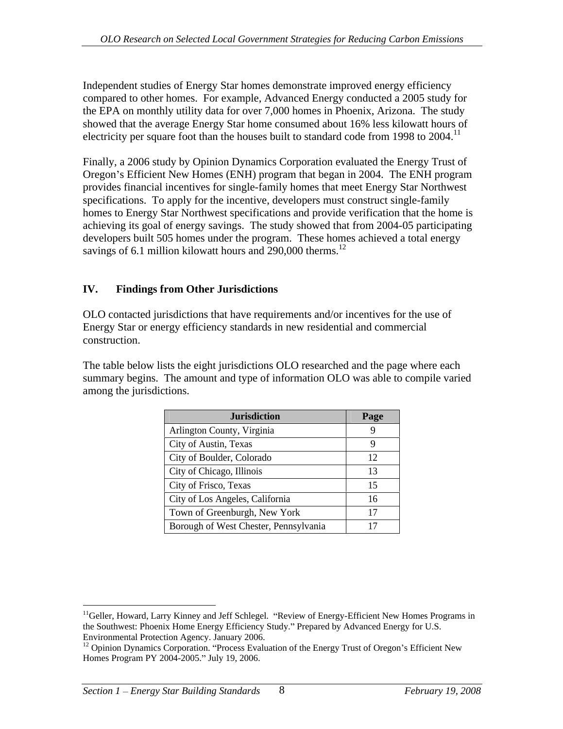Independent studies of Energy Star homes demonstrate improved energy efficiency compared to other homes. For example, Advanced Energy conducted a 2005 study for the EPA on monthly utility data for over 7,000 homes in Phoenix, Arizona. The study showed that the average Energy Star home consumed about 16% less kilowatt hours of electricity per square foot than the houses built to standard code from 1998 to 2004.[11]

Finally, a 2006 study by Opinion Dynamics Corporation evaluated the Energy Trust of Oregon's Efficient New Homes (ENH) program that began in 2004. The ENH program provides financial incentives for single-family homes that meet Energy Star Northwest specifications. To apply for the incentive, developers must construct single-family homes to Energy Star Northwest specifications and provide verification that the home is achieving its goal of energy savings. The study showed that from 2004-05 participating developers built 505 homes under the program. These homes achieved a total energy savings of 6.1 million kilowatt hours and 290,000 therms.[12]

## IV. Findings from Other Jurisdictions

OLO contacted jurisdictions that have requirements and/or incentives for the use of Energy Star or energy efficiency standards in new residential and commercial construction.

The table below lists the eight jurisdictions OLO researched and the page where each summary begins. The amount and type of information OLO was able to compile varied among the jurisdictions.

| Jurisdiction | Page |
|---|---|
| Arlington County, Virginia | 9 |
| City of Austin, Texas | 9 |
| City of Boulder, Colorado | 12 |
| City of Chicago, Illinois | 13 |
| City of Frisco, Texas | 15 |
| City of Los Angeles, California | 16 |
| Town of Greenburgh, New York | 17 |
| Borough of West Chester, Pennsylvania | 17 |

---

[11] Geller, Howard, Larry Kinney and Jeff Schlegel. "Review of Energy-Efficient New Homes Programs in the Southwest: Phoenix Home Energy Efficiency Study." Prepared by Advanced Energy for U.S. Environmental Protection Agency. January 2006.

[12] Opinion Dynamics Corporation. "Process Evaluation of the Energy Trust of Oregon's Efficient New Homes Program PY 2004-2005." July 19, 2006.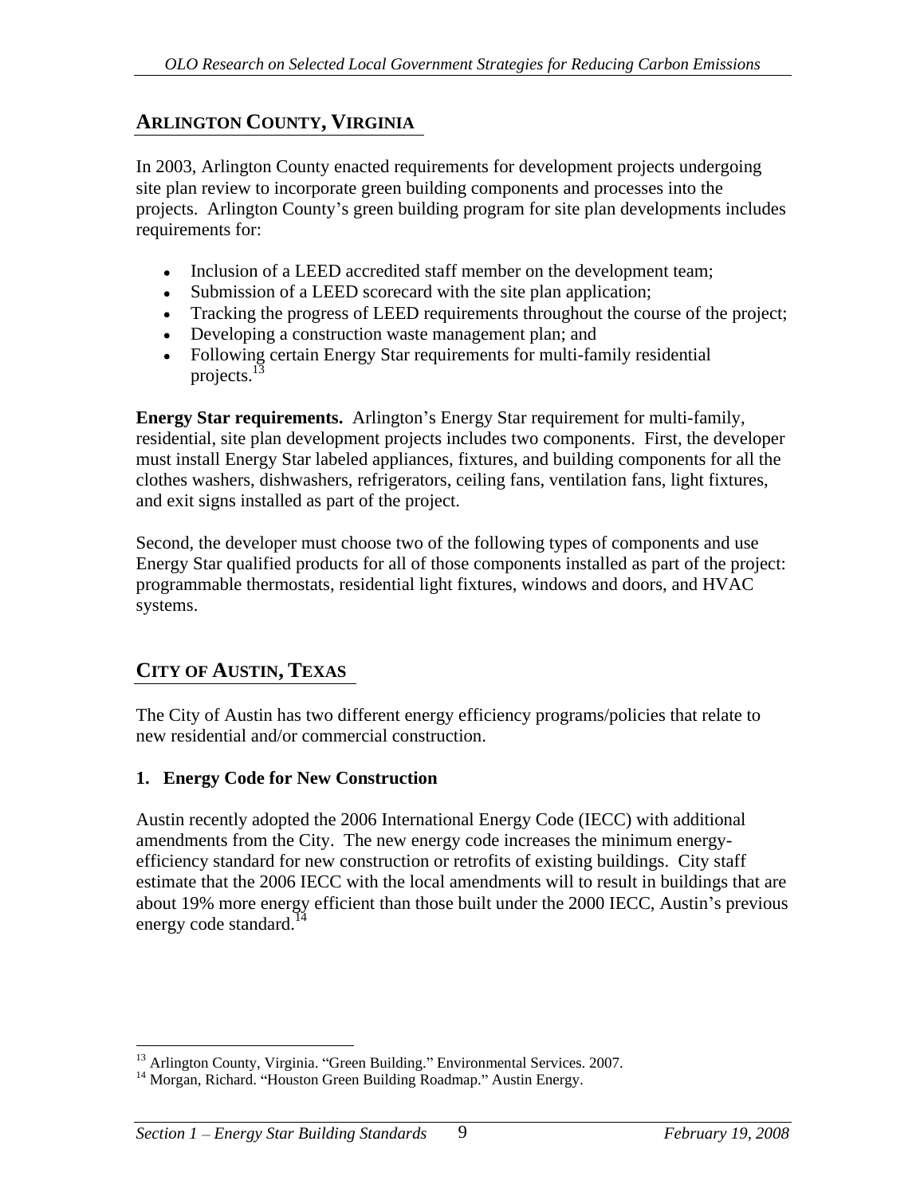## ARLINGTON COUNTY, VIRGINIA

In 2003, Arlington County enacted requirements for development projects undergoing site plan review to incorporate green building components and processes into the projects. Arlington County's green building program for site plan developments includes requirements for:

- Inclusion of a LEED accredited staff member on the development team;
- Submission of a LEED scorecard with the site plan application;
- Tracking the progress of LEED requirements throughout the course of the project;
- Developing a construction waste management plan; and
- Following certain Energy Star requirements for multi-family residential projects.[13]

**Energy Star requirements.** Arlington's Energy Star requirement for multi-family, residential, site plan development projects includes two components. First, the developer must install Energy Star labeled appliances, fixtures, and building components for all the clothes washers, dishwashers, refrigerators, ceiling fans, ventilation fans, light fixtures, and exit signs installed as part of the project.

Second, the developer must choose two of the following types of components and use Energy Star qualified products for all of those components installed as part of the project: programmable thermostats, residential light fixtures, windows and doors, and HVAC systems.

## CITY OF AUSTIN, TEXAS

The City of Austin has two different energy efficiency programs/policies that relate to new residential and/or commercial construction.

### 1. Energy Code for New Construction

Austin recently adopted the 2006 International Energy Code (IECC) with additional amendments from the City. The new energy code increases the minimum energy-efficiency standard for new construction or retrofits of existing buildings. City staff estimate that the 2006 IECC with the local amendments will to result in buildings that are about 19% more energy efficient than those built under the 2000 IECC, Austin's previous energy code standard.[14]

---

[13] Arlington County, Virginia. "Green Building." Environmental Services. 2007.

[14] Morgan, Richard. "Houston Green Building Roadmap." Austin Energy.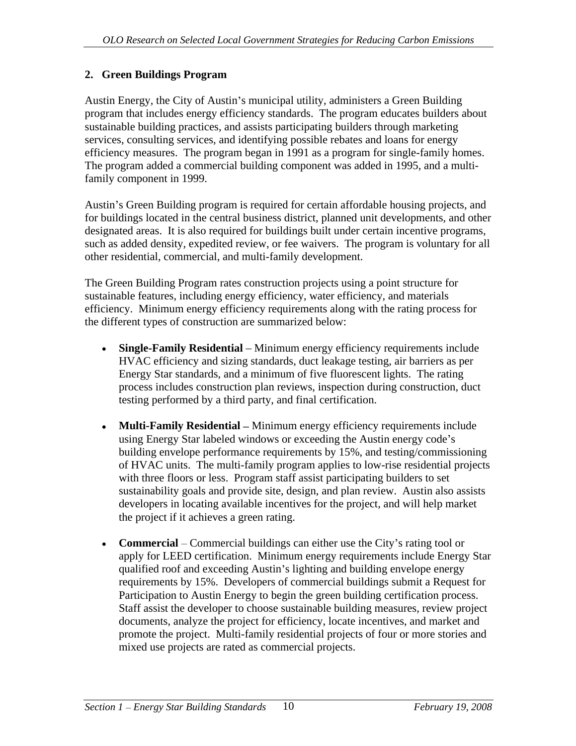## 2. Green Buildings Program

Austin Energy, the City of Austin's municipal utility, administers a Green Building program that includes energy efficiency standards. The program educates builders about sustainable building practices, and assists participating builders through marketing services, consulting services, and identifying possible rebates and loans for energy efficiency measures. The program began in 1991 as a program for single-family homes. The program added a commercial building component was added in 1995, and a multi-family component in 1999.

Austin's Green Building program is required for certain affordable housing projects, and for buildings located in the central business district, planned unit developments, and other designated areas. It is also required for buildings built under certain incentive programs, such as added density, expedited review, or fee waivers. The program is voluntary for all other residential, commercial, and multi-family development.

The Green Building Program rates construction projects using a point structure for sustainable features, including energy efficiency, water efficiency, and materials efficiency. Minimum energy efficiency requirements along with the rating process for the different types of construction are summarized below:

- **Single-Family Residential** – Minimum energy efficiency requirements include HVAC efficiency and sizing standards, duct leakage testing, air barriers as per Energy Star standards, and a minimum of five fluorescent lights. The rating process includes construction plan reviews, inspection during construction, duct testing performed by a third party, and final certification.

- **Multi-Family Residential –** Minimum energy efficiency requirements include using Energy Star labeled windows or exceeding the Austin energy code's building envelope performance requirements by 15%, and testing/commissioning of HVAC units. The multi-family program applies to low-rise residential projects with three floors or less. Program staff assist participating builders to set sustainability goals and provide site, design, and plan review. Austin also assists developers in locating available incentives for the project, and will help market the project if it achieves a green rating.

- **Commercial** – Commercial buildings can either use the City's rating tool or apply for LEED certification. Minimum energy requirements include Energy Star qualified roof and exceeding Austin's lighting and building envelope energy requirements by 15%. Developers of commercial buildings submit a Request for Participation to Austin Energy to begin the green building certification process. Staff assist the developer to choose sustainable building measures, review project documents, analyze the project for efficiency, locate incentives, and market and promote the project. Multi-family residential projects of four or more stories and mixed use projects are rated as commercial projects.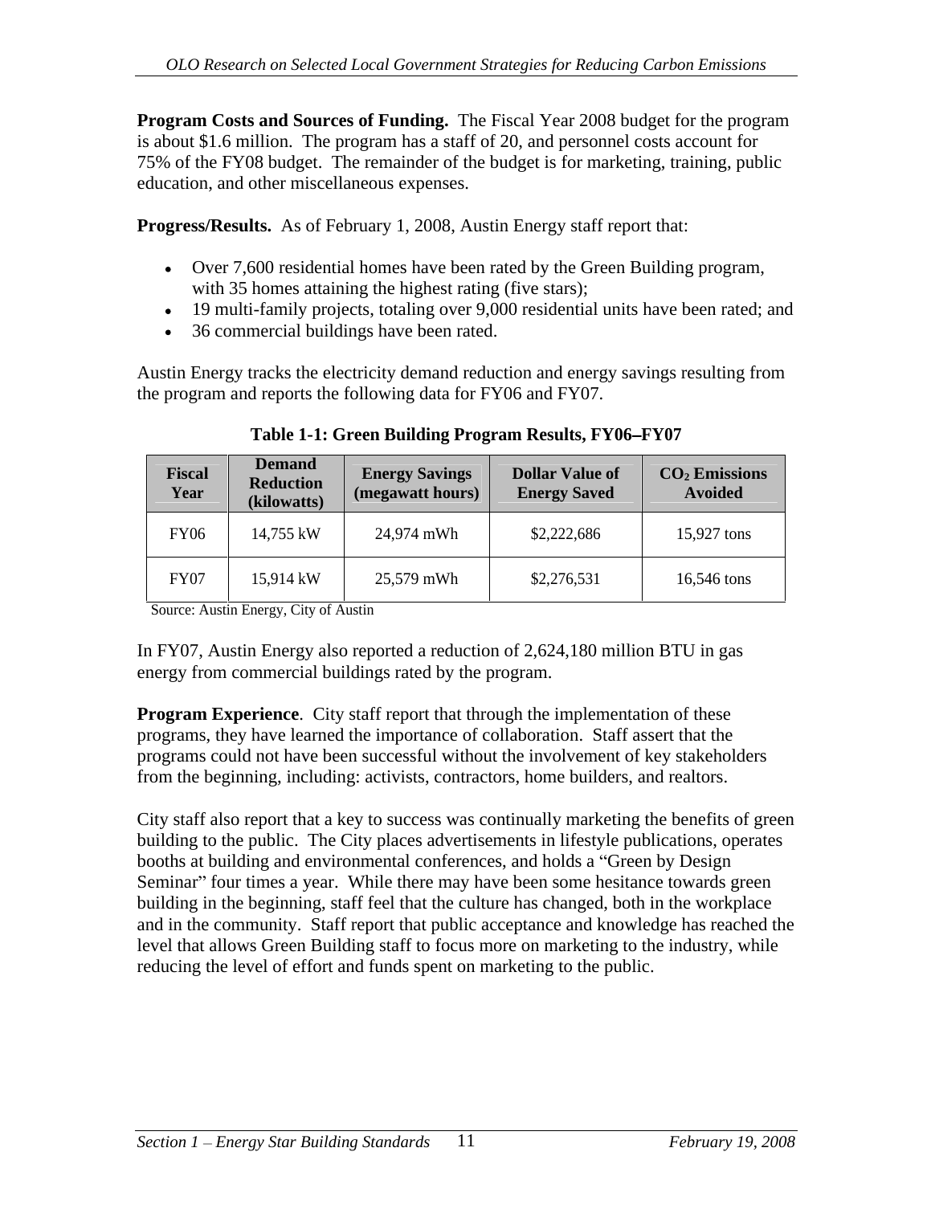**Program Costs and Sources of Funding.** The Fiscal Year 2008 budget for the program is about $1.6 million. The program has a staff of 20, and personnel costs account for 75% of the FY08 budget. The remainder of the budget is for marketing, training, public education, and other miscellaneous expenses.

**Progress/Results.** As of February 1, 2008, Austin Energy staff report that:

- Over 7,600 residential homes have been rated by the Green Building program, with 35 homes attaining the highest rating (five stars);
- 19 multi-family projects, totaling over 9,000 residential units have been rated; and
- 36 commercial buildings have been rated.

Austin Energy tracks the electricity demand reduction and energy savings resulting from the program and reports the following data for FY06 and FY07.

**Table 1-1: Green Building Program Results, FY06–FY07**

| Fiscal Year | Demand Reduction (kilowatts) | Energy Savings (megawatt hours) | Dollar Value of Energy Saved | $CO_2$ Emissions Avoided |
|---|---|---|---|---|
| FY06 | 14,755 kW | 24,974 mWh | $2,222,686 | 15,927 tons |
| FY07 | 15,914 kW | 25,579 mWh | $2,276,531 | 16,546 tons |

Source: Austin Energy, City of Austin

In FY07, Austin Energy also reported a reduction of 2,624,180 million BTU in gas energy from commercial buildings rated by the program.

**Program Experience**. City staff report that through the implementation of these programs, they have learned the importance of collaboration. Staff assert that the programs could not have been successful without the involvement of key stakeholders from the beginning, including: activists, contractors, home builders, and realtors.

City staff also report that a key to success was continually marketing the benefits of green building to the public. The City places advertisements in lifestyle publications, operates booths at building and environmental conferences, and holds a "Green by Design Seminar" four times a year. While there may have been some hesitance towards green building in the beginning, staff feel that the culture has changed, both in the workplace and in the community. Staff report that public acceptance and knowledge has reached the level that allows Green Building staff to focus more on marketing to the industry, while reducing the level of effort and funds spent on marketing to the public.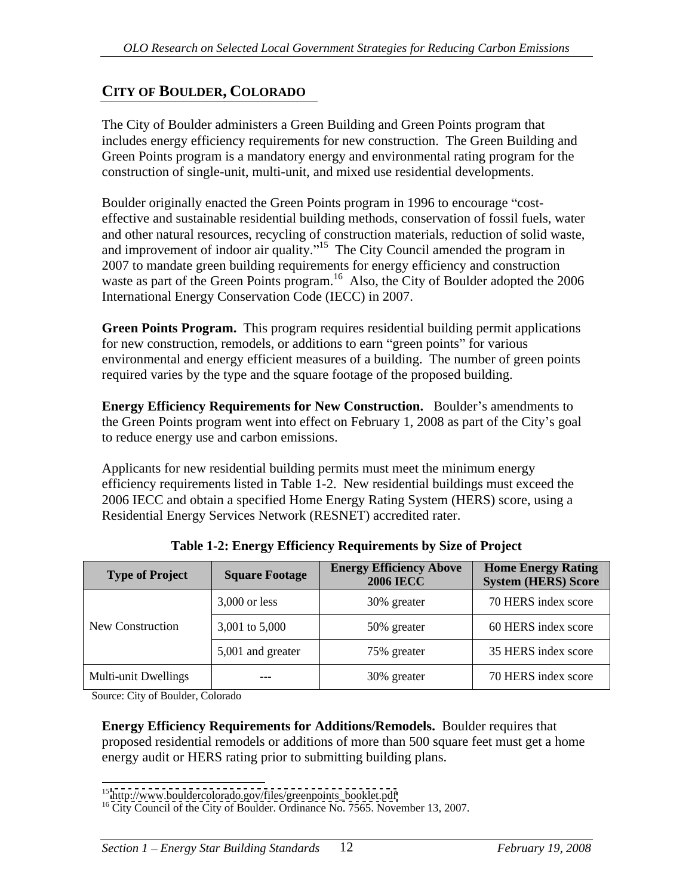## CITY OF BOULDER, COLORADO

The City of Boulder administers a Green Building and Green Points program that includes energy efficiency requirements for new construction. The Green Building and Green Points program is a mandatory energy and environmental rating program for the construction of single-unit, multi-unit, and mixed use residential developments.

Boulder originally enacted the Green Points program in 1996 to encourage "cost-effective and sustainable residential building methods, conservation of fossil fuels, water and other natural resources, recycling of construction materials, reduction of solid waste, and improvement of indoor air quality."[15] The City Council amended the program in 2007 to mandate green building requirements for energy efficiency and construction waste as part of the Green Points program.[16] Also, the City of Boulder adopted the 2006 International Energy Conservation Code (IECC) in 2007.

**Green Points Program.** This program requires residential building permit applications for new construction, remodels, or additions to earn "green points" for various environmental and energy efficient measures of a building. The number of green points required varies by the type and the square footage of the proposed building.

**Energy Efficiency Requirements for New Construction.** Boulder's amendments to the Green Points program went into effect on February 1, 2008 as part of the City's goal to reduce energy use and carbon emissions.

Applicants for new residential building permits must meet the minimum energy efficiency requirements listed in Table 1-2. New residential buildings must exceed the 2006 IECC and obtain a specified Home Energy Rating System (HERS) score, using a Residential Energy Services Network (RESNET) accredited rater.

**Table 1-2: Energy Efficiency Requirements by Size of Project**

| Type of Project | Square Footage | Energy Efficiency Above 2006 IECC | Home Energy Rating System (HERS) Score |
|---|---|---|---|
| New Construction | 3,000 or less | 30% greater | 70 HERS index score |
| | 3,001 to 5,000 | 50% greater | 60 HERS index score |
| | 5,001 and greater | 75% greater | 35 HERS index score |
| Multi-unit Dwellings | --- | 30% greater | 70 HERS index score |

Source: City of Boulder, Colorado

**Energy Efficiency Requirements for Additions/Remodels.** Boulder requires that proposed residential remodels or additions of more than 500 square feet must get a home energy audit or HERS rating prior to submitting building plans.

[15] http://www.bouldercolorado.gov/files/greenpoints_booklet.pdf
[16] City Council of the City of Boulder. Ordinance No. 7565. November 13, 2007.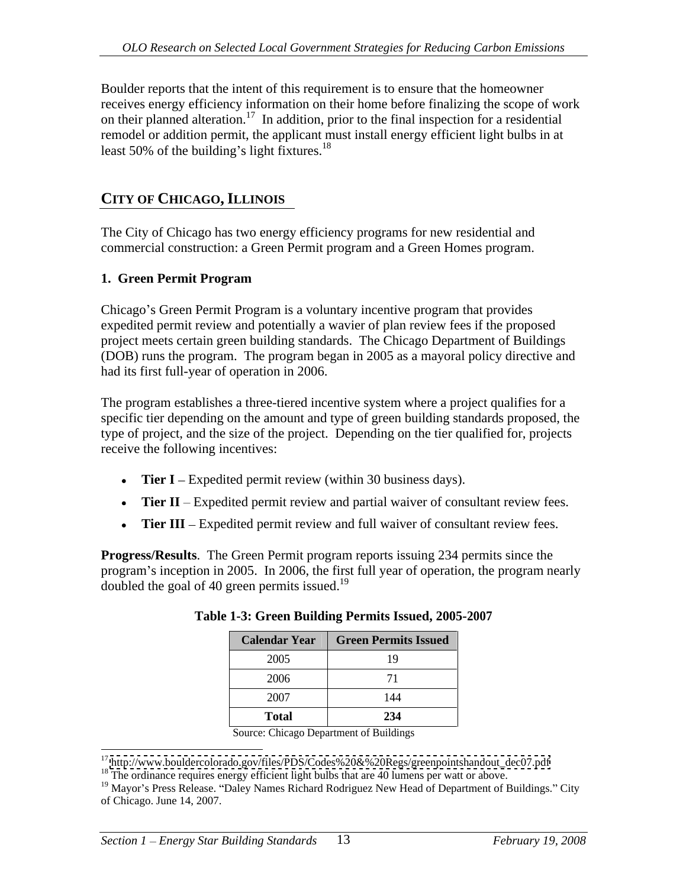Boulder reports that the intent of this requirement is to ensure that the homeowner receives energy efficiency information on their home before finalizing the scope of work on their planned alteration.[17] In addition, prior to the final inspection for a residential remodel or addition permit, the applicant must install energy efficient light bulbs in at least 50% of the building's light fixtures.[18]

## CITY OF CHICAGO, ILLINOIS

The City of Chicago has two energy efficiency programs for new residential and commercial construction: a Green Permit program and a Green Homes program.

### 1. Green Permit Program

Chicago's Green Permit Program is a voluntary incentive program that provides expedited permit review and potentially a wavier of plan review fees if the proposed project meets certain green building standards. The Chicago Department of Buildings (DOB) runs the program. The program began in 2005 as a mayoral policy directive and had its first full-year of operation in 2006.

The program establishes a three-tiered incentive system where a project qualifies for a specific tier depending on the amount and type of green building standards proposed, the type of project, and the size of the project. Depending on the tier qualified for, projects receive the following incentives:

- **Tier I** – Expedited permit review (within 30 business days).
- **Tier II** – Expedited permit review and partial waiver of consultant review fees.
- **Tier III** – Expedited permit review and full waiver of consultant review fees.

**Progress/Results**. The Green Permit program reports issuing 234 permits since the program's inception in 2005. In 2006, the first full year of operation, the program nearly doubled the goal of 40 green permits issued.[19]

**Table 1-3: Green Building Permits Issued, 2005-2007**

| Calendar Year | Green Permits Issued |
|---|---|
| 2005 | 19 |
| 2006 | 71 |
| 2007 | 144 |
| **Total** | **234** |

Source: Chicago Department of Buildings

---

[17] http://www.bouldercolorado.gov/files/PDS/Codes%20&%20Regs/greenpointshandout_dec07.pdf

[18] The ordinance requires energy efficient light bulbs that are 40 lumens per watt or above.

[19] Mayor's Press Release. "Daley Names Richard Rodriguez New Head of Department of Buildings." City of Chicago. June 14, 2007.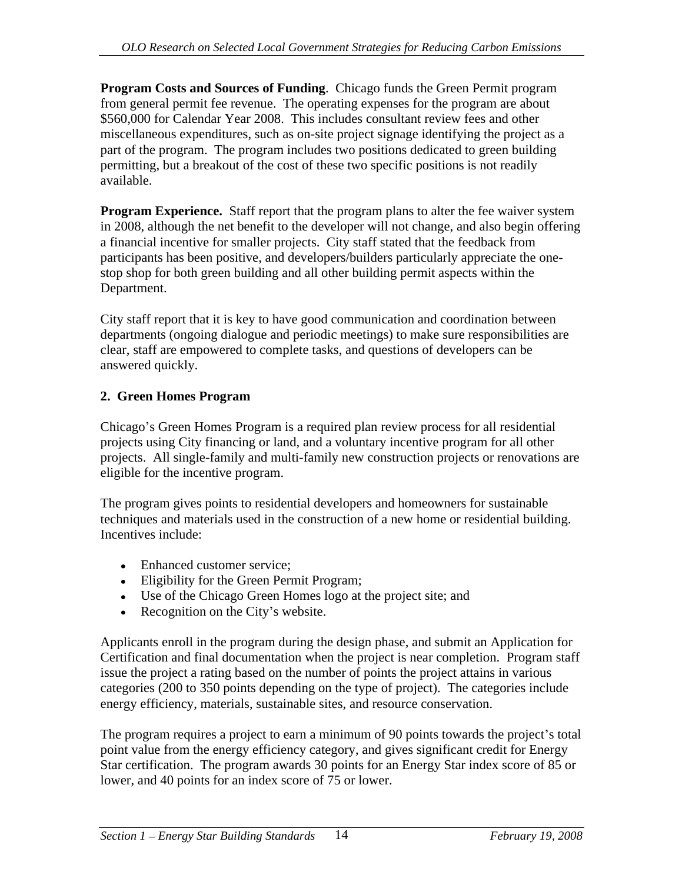**Program Costs and Sources of Funding**. Chicago funds the Green Permit program from general permit fee revenue. The operating expenses for the program are about \$560,000 for Calendar Year 2008. This includes consultant review fees and other miscellaneous expenditures, such as on-site project signage identifying the project as a part of the program. The program includes two positions dedicated to green building permitting, but a breakout of the cost of these two specific positions is not readily available.

**Program Experience.** Staff report that the program plans to alter the fee waiver system in 2008, although the net benefit to the developer will not change, and also begin offering a financial incentive for smaller projects. City staff stated that the feedback from participants has been positive, and developers/builders particularly appreciate the one-stop shop for both green building and all other building permit aspects within the Department.

City staff report that it is key to have good communication and coordination between departments (ongoing dialogue and periodic meetings) to make sure responsibilities are clear, staff are empowered to complete tasks, and questions of developers can be answered quickly.

### 2. Green Homes Program

Chicago's Green Homes Program is a required plan review process for all residential projects using City financing or land, and a voluntary incentive program for all other projects. All single-family and multi-family new construction projects or renovations are eligible for the incentive program.

The program gives points to residential developers and homeowners for sustainable techniques and materials used in the construction of a new home or residential building. Incentives include:

- Enhanced customer service;
- Eligibility for the Green Permit Program;
- Use of the Chicago Green Homes logo at the project site; and
- Recognition on the City's website.

Applicants enroll in the program during the design phase, and submit an Application for Certification and final documentation when the project is near completion. Program staff issue the project a rating based on the number of points the project attains in various categories (200 to 350 points depending on the type of project). The categories include energy efficiency, materials, sustainable sites, and resource conservation.

The program requires a project to earn a minimum of 90 points towards the project's total point value from the energy efficiency category, and gives significant credit for Energy Star certification. The program awards 30 points for an Energy Star index score of 85 or lower, and 40 points for an index score of 75 or lower.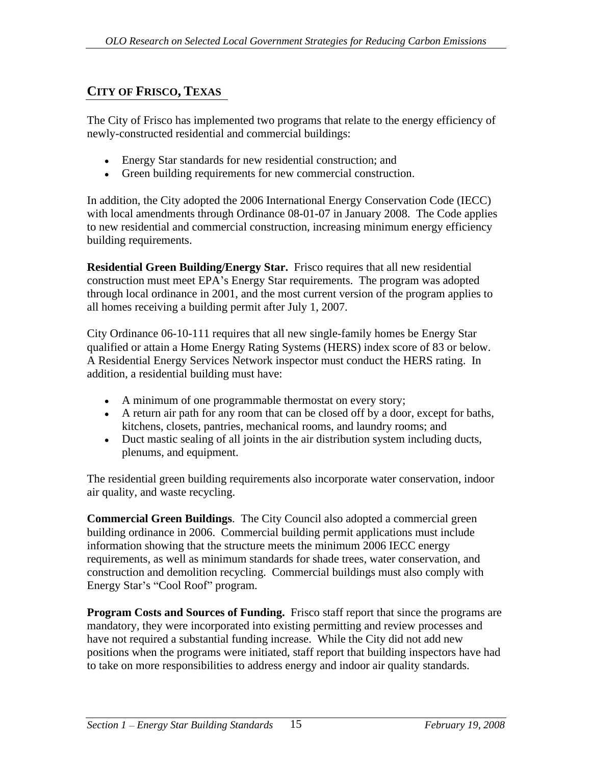## CITY OF FRISCO, TEXAS

The City of Frisco has implemented two programs that relate to the energy efficiency of newly-constructed residential and commercial buildings:

- Energy Star standards for new residential construction; and
- Green building requirements for new commercial construction.

In addition, the City adopted the 2006 International Energy Conservation Code (IECC) with local amendments through Ordinance 08-01-07 in January 2008. The Code applies to new residential and commercial construction, increasing minimum energy efficiency building requirements.

**Residential Green Building/Energy Star.** Frisco requires that all new residential construction must meet EPA's Energy Star requirements. The program was adopted through local ordinance in 2001, and the most current version of the program applies to all homes receiving a building permit after July 1, 2007.

City Ordinance 06-10-111 requires that all new single-family homes be Energy Star qualified or attain a Home Energy Rating Systems (HERS) index score of 83 or below. A Residential Energy Services Network inspector must conduct the HERS rating. In addition, a residential building must have:

- A minimum of one programmable thermostat on every story;
- A return air path for any room that can be closed off by a door, except for baths, kitchens, closets, pantries, mechanical rooms, and laundry rooms; and
- Duct mastic sealing of all joints in the air distribution system including ducts, plenums, and equipment.

The residential green building requirements also incorporate water conservation, indoor air quality, and waste recycling.

**Commercial Green Buildings**. The City Council also adopted a commercial green building ordinance in 2006. Commercial building permit applications must include information showing that the structure meets the minimum 2006 IECC energy requirements, as well as minimum standards for shade trees, water conservation, and construction and demolition recycling. Commercial buildings must also comply with Energy Star's "Cool Roof" program.

**Program Costs and Sources of Funding.** Frisco staff report that since the programs are mandatory, they were incorporated into existing permitting and review processes and have not required a substantial funding increase. While the City did not add new positions when the programs were initiated, staff report that building inspectors have had to take on more responsibilities to address energy and indoor air quality standards.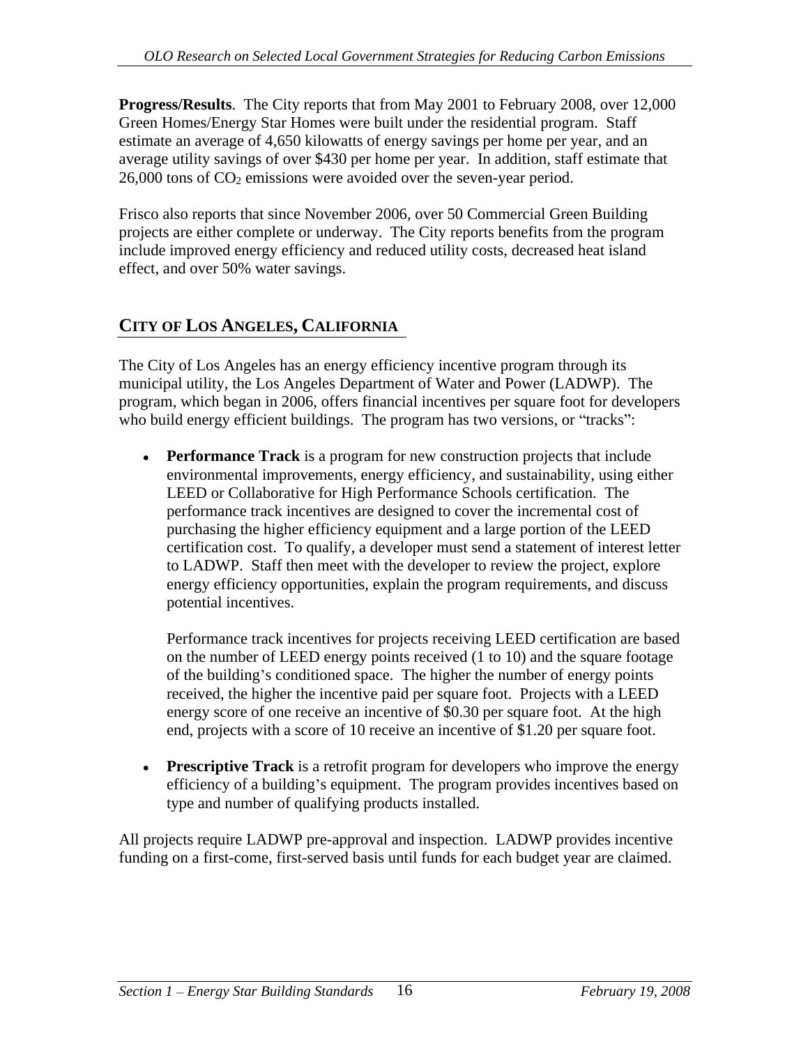**Progress/Results**. The City reports that from May 2001 to February 2008, over 12,000 Green Homes/Energy Star Homes were built under the residential program. Staff estimate an average of 4,650 kilowatts of energy savings per home per year, and an average utility savings of over $430 per home per year. In addition, staff estimate that 26,000 tons of $CO_2$ emissions were avoided over the seven-year period.

Frisco also reports that since November 2006, over 50 Commercial Green Building projects are either complete or underway. The City reports benefits from the program include improved energy efficiency and reduced utility costs, decreased heat island effect, and over 50% water savings.

## CITY OF LOS ANGELES, CALIFORNIA

The City of Los Angeles has an energy efficiency incentive program through its municipal utility, the Los Angeles Department of Water and Power (LADWP). The program, which began in 2006, offers financial incentives per square foot for developers who build energy efficient buildings. The program has two versions, or "tracks":

- **Performance Track** is a program for new construction projects that include environmental improvements, energy efficiency, and sustainability, using either LEED or Collaborative for High Performance Schools certification. The performance track incentives are designed to cover the incremental cost of purchasing the higher efficiency equipment and a large portion of the LEED certification cost. To qualify, a developer must send a statement of interest letter to LADWP. Staff then meet with the developer to review the project, explore energy efficiency opportunities, explain the program requirements, and discuss potential incentives.

  Performance track incentives for projects receiving LEED certification are based on the number of LEED energy points received (1 to 10) and the square footage of the building's conditioned space. The higher the number of energy points received, the higher the incentive paid per square foot. Projects with a LEED energy score of one receive an incentive of $0.30 per square foot. At the high end, projects with a score of 10 receive an incentive of $1.20 per square foot.

- **Prescriptive Track** is a retrofit program for developers who improve the energy efficiency of a building's equipment. The program provides incentives based on type and number of qualifying products installed.

All projects require LADWP pre-approval and inspection. LADWP provides incentive funding on a first-come, first-served basis until funds for each budget year are claimed.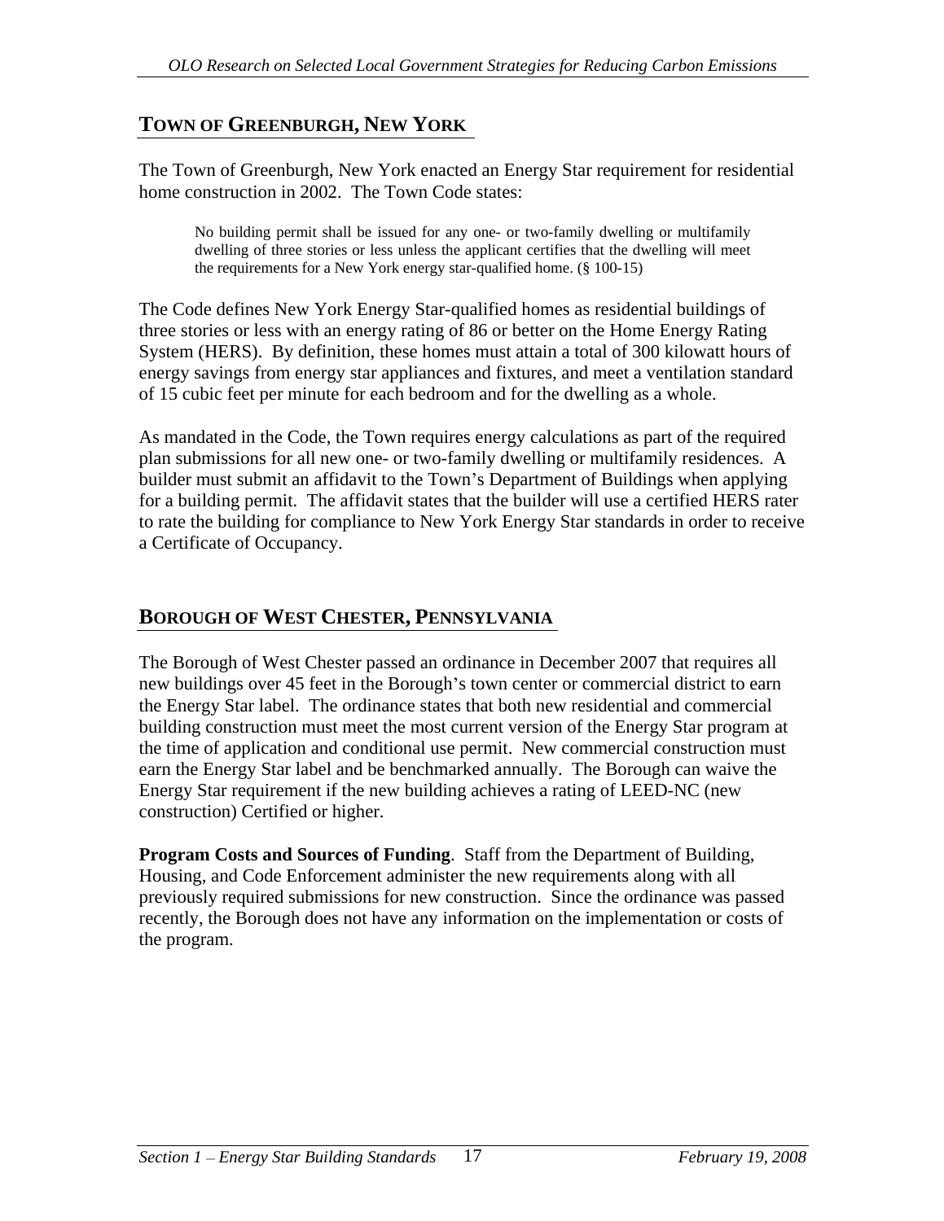## TOWN OF GREENBURGH, NEW YORK

The Town of Greenburgh, New York enacted an Energy Star requirement for residential home construction in 2002. The Town Code states:

> No building permit shall be issued for any one- or two-family dwelling or multifamily dwelling of three stories or less unless the applicant certifies that the dwelling will meet the requirements for a New York energy star-qualified home. (§ 100-15)

The Code defines New York Energy Star-qualified homes as residential buildings of three stories or less with an energy rating of 86 or better on the Home Energy Rating System (HERS). By definition, these homes must attain a total of 300 kilowatt hours of energy savings from energy star appliances and fixtures, and meet a ventilation standard of 15 cubic feet per minute for each bedroom and for the dwelling as a whole.

As mandated in the Code, the Town requires energy calculations as part of the required plan submissions for all new one- or two-family dwelling or multifamily residences. A builder must submit an affidavit to the Town's Department of Buildings when applying for a building permit. The affidavit states that the builder will use a certified HERS rater to rate the building for compliance to New York Energy Star standards in order to receive a Certificate of Occupancy.

## BOROUGH OF WEST CHESTER, PENNSYLVANIA

The Borough of West Chester passed an ordinance in December 2007 that requires all new buildings over 45 feet in the Borough's town center or commercial district to earn the Energy Star label. The ordinance states that both new residential and commercial building construction must meet the most current version of the Energy Star program at the time of application and conditional use permit. New commercial construction must earn the Energy Star label and be benchmarked annually. The Borough can waive the Energy Star requirement if the new building achieves a rating of LEED-NC (new construction) Certified or higher.

**Program Costs and Sources of Funding**. Staff from the Department of Building, Housing, and Code Enforcement administer the new requirements along with all previously required submissions for new construction. Since the ordinance was passed recently, the Borough does not have any information on the implementation or costs of the program.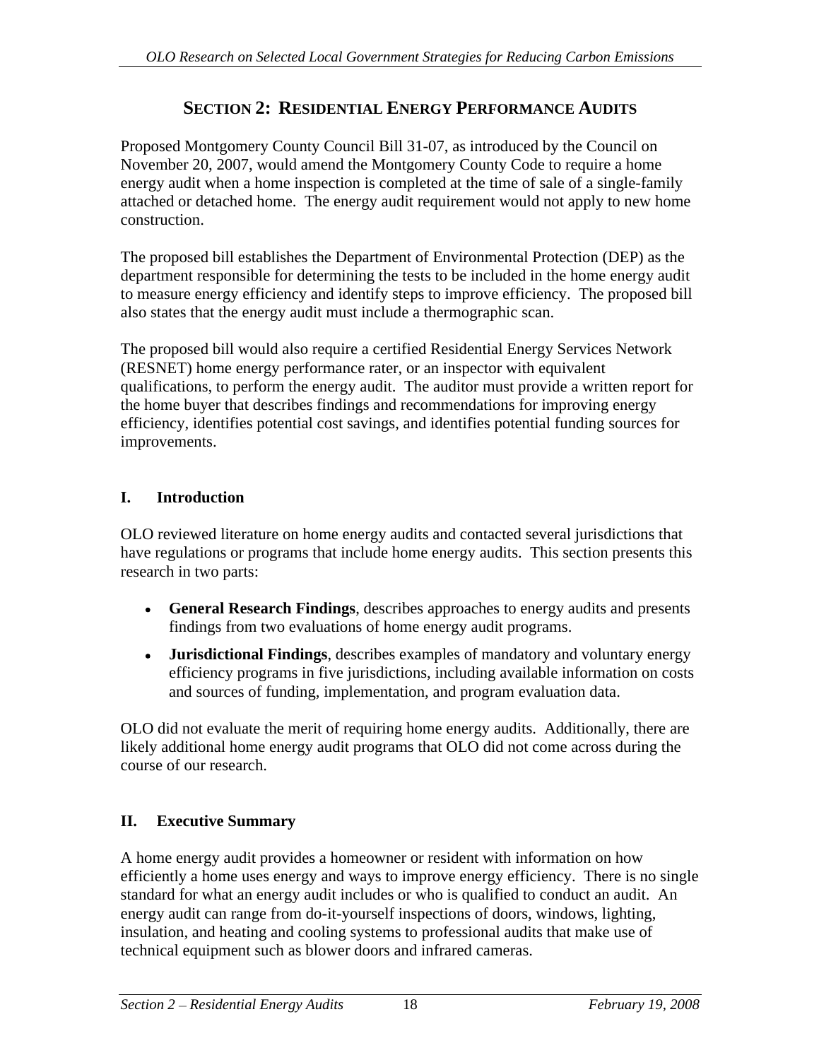# SECTION 2: RESIDENTIAL ENERGY PERFORMANCE AUDITS

Proposed Montgomery County Council Bill 31-07, as introduced by the Council on November 20, 2007, would amend the Montgomery County Code to require a home energy audit when a home inspection is completed at the time of sale of a single-family attached or detached home. The energy audit requirement would not apply to new home construction.

The proposed bill establishes the Department of Environmental Protection (DEP) as the department responsible for determining the tests to be included in the home energy audit to measure energy efficiency and identify steps to improve efficiency. The proposed bill also states that the energy audit must include a thermographic scan.

The proposed bill would also require a certified Residential Energy Services Network (RESNET) home energy performance rater, or an inspector with equivalent qualifications, to perform the energy audit. The auditor must provide a written report for the home buyer that describes findings and recommendations for improving energy efficiency, identifies potential cost savings, and identifies potential funding sources for improvements.

## I. Introduction

OLO reviewed literature on home energy audits and contacted several jurisdictions that have regulations or programs that include home energy audits. This section presents this research in two parts:

- **General Research Findings**, describes approaches to energy audits and presents findings from two evaluations of home energy audit programs.
- **Jurisdictional Findings**, describes examples of mandatory and voluntary energy efficiency programs in five jurisdictions, including available information on costs and sources of funding, implementation, and program evaluation data.

OLO did not evaluate the merit of requiring home energy audits. Additionally, there are likely additional home energy audit programs that OLO did not come across during the course of our research.

## II. Executive Summary

A home energy audit provides a homeowner or resident with information on how efficiently a home uses energy and ways to improve energy efficiency. There is no single standard for what an energy audit includes or who is qualified to conduct an audit. An energy audit can range from do-it-yourself inspections of doors, windows, lighting, insulation, and heating and cooling systems to professional audits that make use of technical equipment such as blower doors and infrared cameras.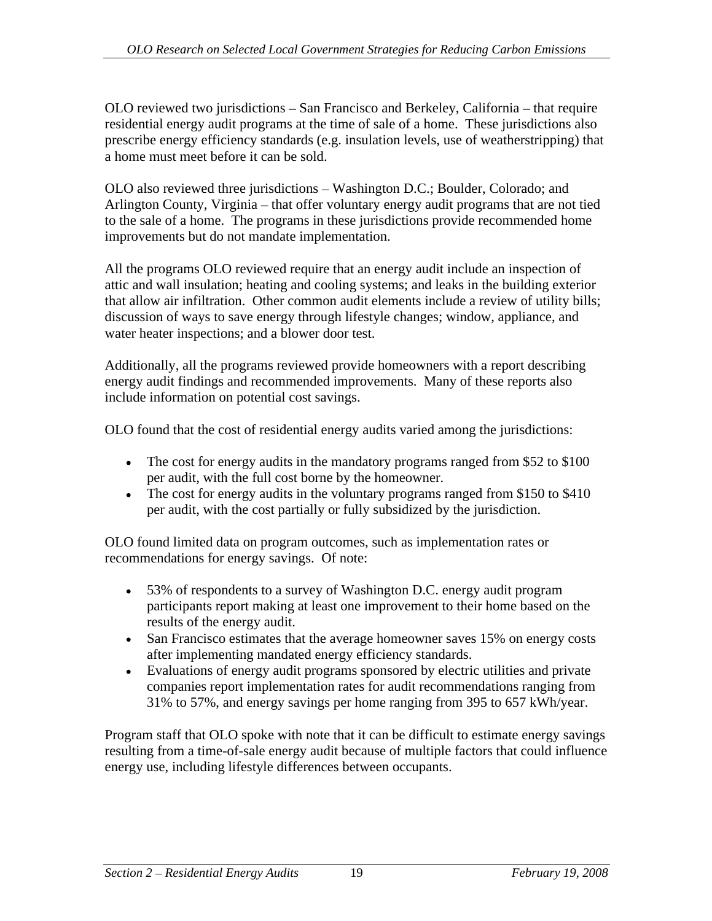OLO reviewed two jurisdictions – San Francisco and Berkeley, California – that require residential energy audit programs at the time of sale of a home. These jurisdictions also prescribe energy efficiency standards (e.g. insulation levels, use of weatherstripping) that a home must meet before it can be sold.

OLO also reviewed three jurisdictions – Washington D.C.; Boulder, Colorado; and Arlington County, Virginia – that offer voluntary energy audit programs that are not tied to the sale of a home. The programs in these jurisdictions provide recommended home improvements but do not mandate implementation.

All the programs OLO reviewed require that an energy audit include an inspection of attic and wall insulation; heating and cooling systems; and leaks in the building exterior that allow air infiltration. Other common audit elements include a review of utility bills; discussion of ways to save energy through lifestyle changes; window, appliance, and water heater inspections; and a blower door test.

Additionally, all the programs reviewed provide homeowners with a report describing energy audit findings and recommended improvements. Many of these reports also include information on potential cost savings.

OLO found that the cost of residential energy audits varied among the jurisdictions:

- The cost for energy audits in the mandatory programs ranged from $52 to $100 per audit, with the full cost borne by the homeowner.
- The cost for energy audits in the voluntary programs ranged from $150 to $410 per audit, with the cost partially or fully subsidized by the jurisdiction.

OLO found limited data on program outcomes, such as implementation rates or recommendations for energy savings. Of note:

- 53% of respondents to a survey of Washington D.C. energy audit program participants report making at least one improvement to their home based on the results of the energy audit.
- San Francisco estimates that the average homeowner saves 15% on energy costs after implementing mandated energy efficiency standards.
- Evaluations of energy audit programs sponsored by electric utilities and private companies report implementation rates for audit recommendations ranging from 31% to 57%, and energy savings per home ranging from 395 to 657 kWh/year.

Program staff that OLO spoke with note that it can be difficult to estimate energy savings resulting from a time-of-sale energy audit because of multiple factors that could influence energy use, including lifestyle differences between occupants.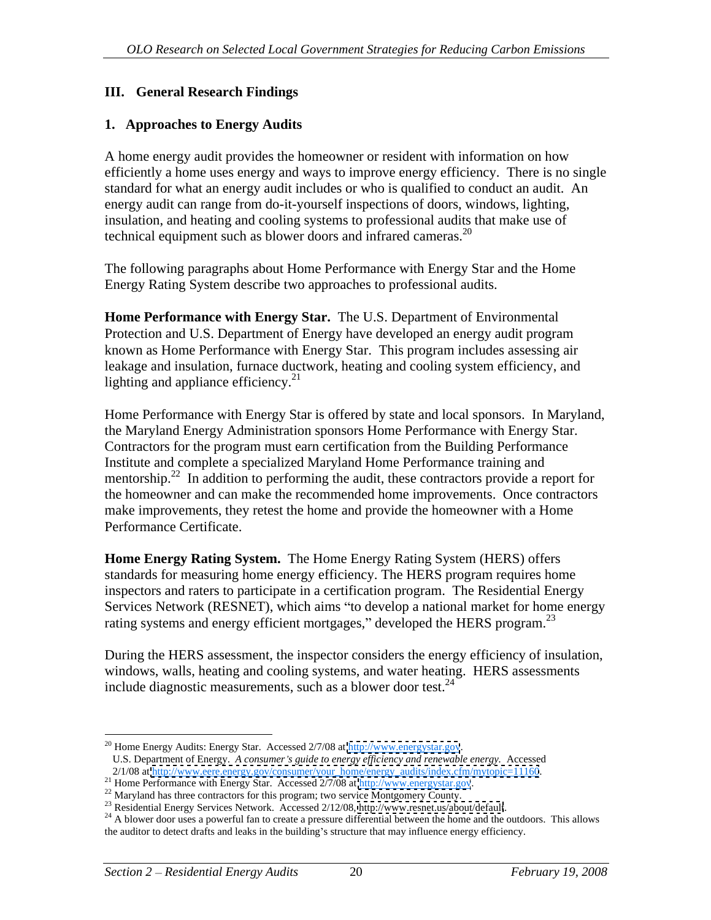## III. General Research Findings

### 1. Approaches to Energy Audits

A home energy audit provides the homeowner or resident with information on how efficiently a home uses energy and ways to improve energy efficiency. There is no single standard for what an energy audit includes or who is qualified to conduct an audit. An energy audit can range from do-it-yourself inspections of doors, windows, lighting, insulation, and heating and cooling systems to professional audits that make use of technical equipment such as blower doors and infrared cameras.[20]

The following paragraphs about Home Performance with Energy Star and the Home Energy Rating System describe two approaches to professional audits.

**Home Performance with Energy Star.** The U.S. Department of Environmental Protection and U.S. Department of Energy have developed an energy audit program known as Home Performance with Energy Star. This program includes assessing air leakage and insulation, furnace ductwork, heating and cooling system efficiency, and lighting and appliance efficiency.[21]

Home Performance with Energy Star is offered by state and local sponsors. In Maryland, the Maryland Energy Administration sponsors Home Performance with Energy Star. Contractors for the program must earn certification from the Building Performance Institute and complete a specialized Maryland Home Performance training and mentorship.[22] In addition to performing the audit, these contractors provide a report for the homeowner and can make the recommended home improvements. Once contractors make improvements, they retest the home and provide the homeowner with a Home Performance Certificate.

**Home Energy Rating System.** The Home Energy Rating System (HERS) offers standards for measuring home energy efficiency. The HERS program requires home inspectors and raters to participate in a certification program. The Residential Energy Services Network (RESNET), which aims "to develop a national market for home energy rating systems and energy efficient mortgages," developed the HERS program.[23]

During the HERS assessment, the inspector considers the energy efficiency of insulation, windows, walls, heating and cooling systems, and water heating. HERS assessments include diagnostic measurements, such as a blower door test.[24]

---

[20] Home Energy Audits: Energy Star. Accessed 2/7/08 at http://www.energystar.gov.
U.S. Department of Energy. *A consumer's guide to energy efficiency and renewable energy*. Accessed 2/1/08 at http://www.eere.energy.gov/consumer/your_home/energy_audits/index.cfm/mytopic=11160.

[21] Home Performance with Energy Star. Accessed 2/7/08 at http://www.energystar.gov.

[22] Maryland has three contractors for this program; two service Montgomery County.

[23] Residential Energy Services Network. Accessed 2/12/08, http://www.resnet.us/about/default.

[24] A blower door uses a powerful fan to create a pressure differential between the home and the outdoors. This allows the auditor to detect drafts and leaks in the building's structure that may influence energy efficiency.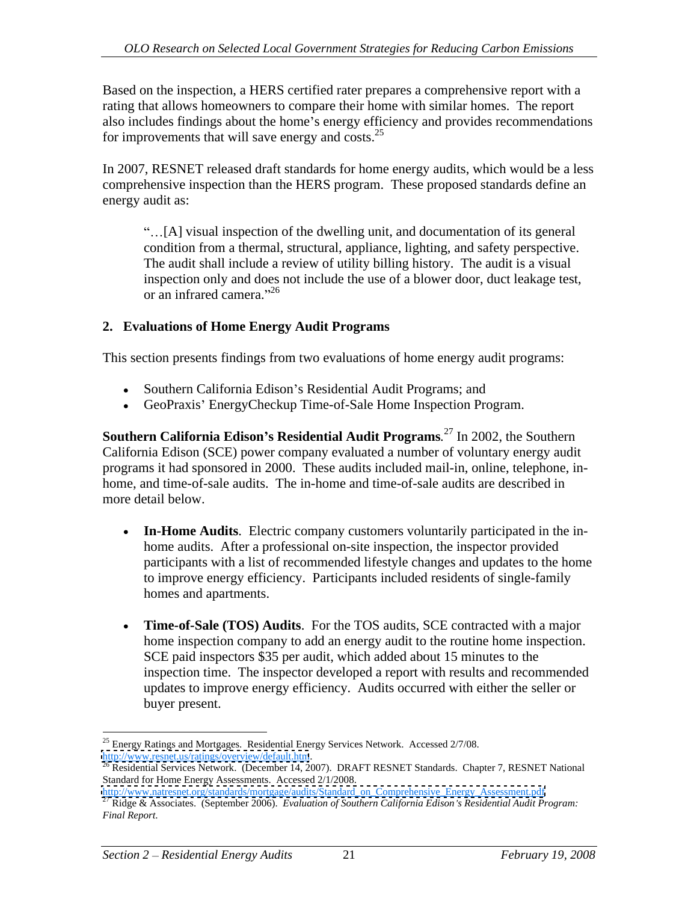Based on the inspection, a HERS certified rater prepares a comprehensive report with a rating that allows homeowners to compare their home with similar homes. The report also includes findings about the home's energy efficiency and provides recommendations for improvements that will save energy and costs.[25]

In 2007, RESNET released draft standards for home energy audits, which would be a less comprehensive inspection than the HERS program. These proposed standards define an energy audit as:

> "…[A] visual inspection of the dwelling unit, and documentation of its general condition from a thermal, structural, appliance, lighting, and safety perspective. The audit shall include a review of utility billing history. The audit is a visual inspection only and does not include the use of a blower door, duct leakage test, or an infrared camera."[26]

## 2. Evaluations of Home Energy Audit Programs

This section presents findings from two evaluations of home energy audit programs:

- Southern California Edison's Residential Audit Programs; and
- GeoPraxis' EnergyCheckup Time-of-Sale Home Inspection Program.

**Southern California Edison's Residential Audit Programs**.[27] In 2002, the Southern California Edison (SCE) power company evaluated a number of voluntary energy audit programs it had sponsored in 2000. These audits included mail-in, online, telephone, in-home, and time-of-sale audits. The in-home and time-of-sale audits are described in more detail below.

- **In-Home Audits**. Electric company customers voluntarily participated in the in-home audits. After a professional on-site inspection, the inspector provided participants with a list of recommended lifestyle changes and updates to the home to improve energy efficiency. Participants included residents of single-family homes and apartments.

- **Time-of-Sale (TOS) Audits**. For the TOS audits, SCE contracted with a major home inspection company to add an energy audit to the routine home inspection. SCE paid inspectors $35 per audit, which added about 15 minutes to the inspection time. The inspector developed a report with results and recommended updates to improve energy efficiency. Audits occurred with either the seller or buyer present.

---

[25] Energy Ratings and Mortgages. Residential Energy Services Network. Accessed 2/7/08. http://www.resnet.us/ratings/overview/default.htm.

[26] Residential Services Network. (December 14, 2007). DRAFT RESNET Standards. Chapter 7, RESNET National Standard for Home Energy Assessments. Accessed 2/1/2008. http://www.natresnet.org/standards/mortgage/audits/Standard_on_Comprehensive_Energy_Assessment.pdf

[27] Ridge & Associates. (September 2006). *Evaluation of Southern California Edison's Residential Audit Program: Final Report.*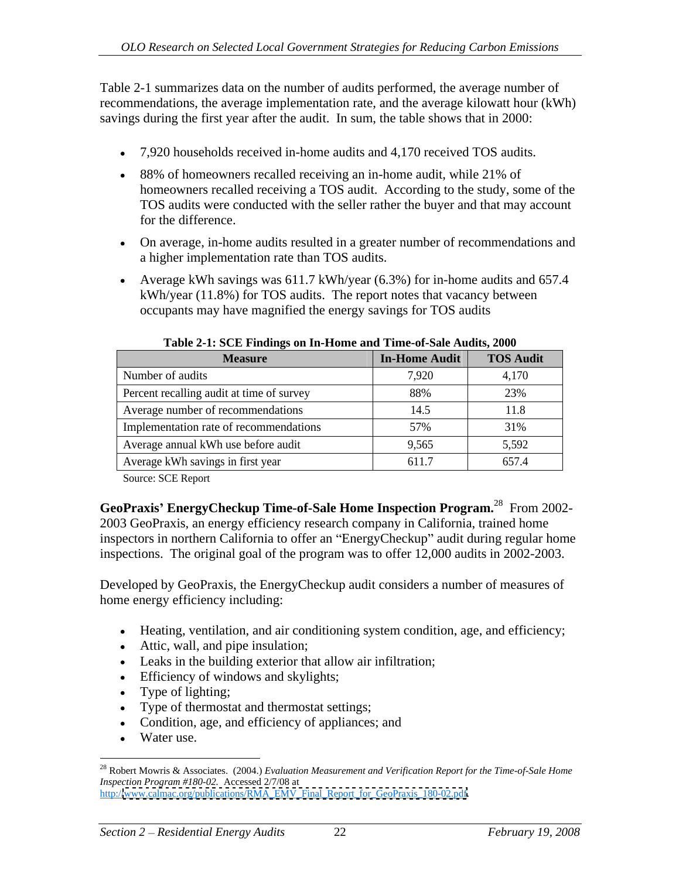Table 2-1 summarizes data on the number of audits performed, the average number of recommendations, the average implementation rate, and the average kilowatt hour (kWh) savings during the first year after the audit. In sum, the table shows that in 2000:

- 7,920 households received in-home audits and 4,170 received TOS audits.
- 88% of homeowners recalled receiving an in-home audit, while 21% of homeowners recalled receiving a TOS audit. According to the study, some of the TOS audits were conducted with the seller rather the buyer and that may account for the difference.
- On average, in-home audits resulted in a greater number of recommendations and a higher implementation rate than TOS audits.
- Average kWh savings was 611.7 kWh/year (6.3%) for in-home audits and 657.4 kWh/year (11.8%) for TOS audits. The report notes that vacancy between occupants may have magnified the energy savings for TOS audits

**Table 2-1: SCE Findings on In-Home and Time-of-Sale Audits, 2000**

| Measure | In-Home Audit | TOS Audit |
|---|---|---|
| Number of audits | 7,920 | 4,170 |
| Percent recalling audit at time of survey | 88% | 23% |
| Average number of recommendations | 14.5 | 11.8 |
| Implementation rate of recommendations | 57% | 31% |
| Average annual kWh use before audit | 9,565 | 5,592 |
| Average kWh savings in first year | 611.7 | 657.4 |

Source: SCE Report

**GeoPraxis' EnergyCheckup Time-of-Sale Home Inspection Program.**[28] From 2002-2003 GeoPraxis, an energy efficiency research company in California, trained home inspectors in northern California to offer an "EnergyCheckup" audit during regular home inspections. The original goal of the program was to offer 12,000 audits in 2002-2003.

Developed by GeoPraxis, the EnergyCheckup audit considers a number of measures of home energy efficiency including:

- Heating, ventilation, and air conditioning system condition, age, and efficiency;
- Attic, wall, and pipe insulation;
- Leaks in the building exterior that allow air infiltration;
- Efficiency of windows and skylights;
- Type of lighting;
- Type of thermostat and thermostat settings;
- Condition, age, and efficiency of appliances; and
- Water use.

[28] Robert Mowris & Associates. (2004.) *Evaluation Measurement and Verification Report for the Time-of-Sale Home Inspection Program #180-02.* Accessed 2/7/08 at http://www.calmac.org/publications/RMA_EMV_Final_Report_for_GeoPraxis_180-02.pdf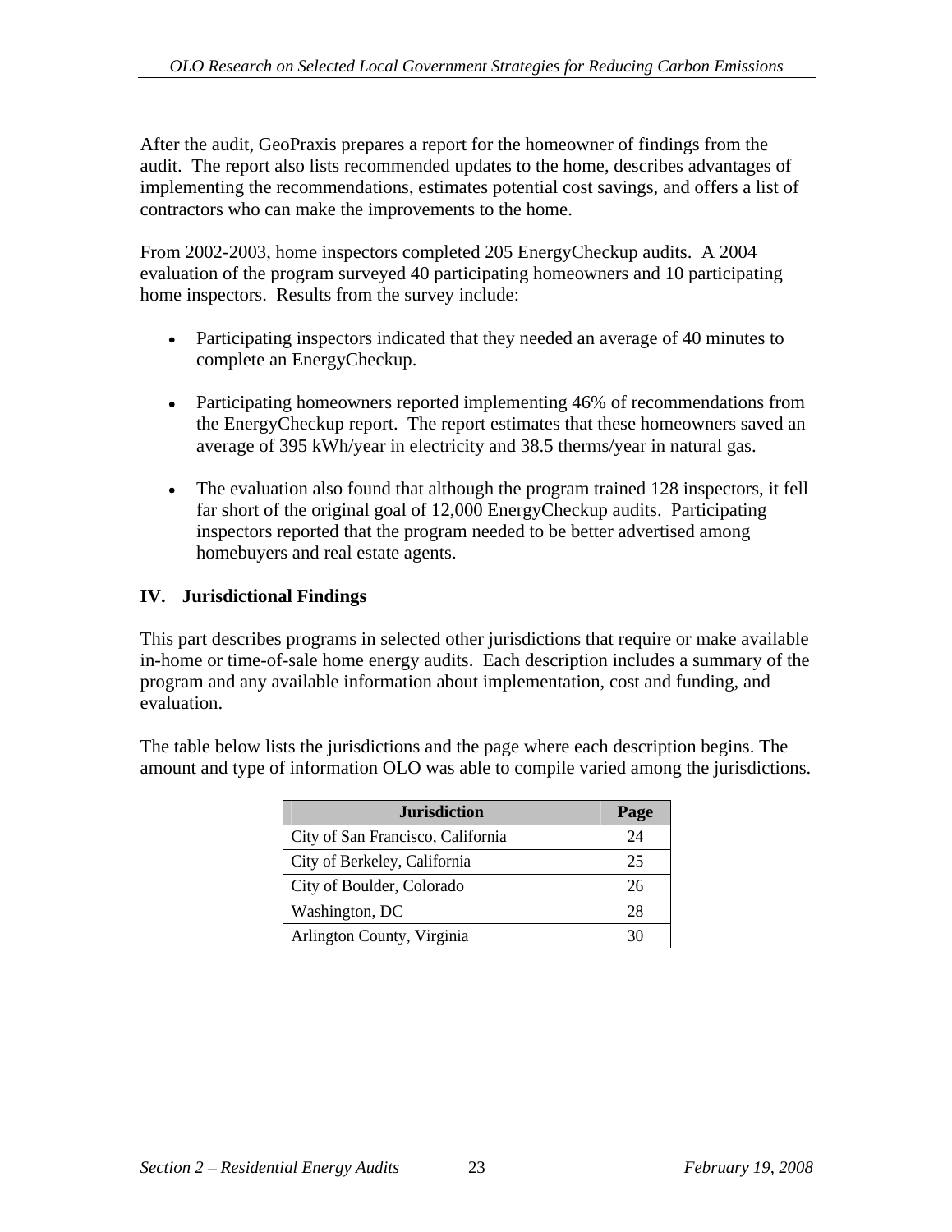After the audit, GeoPraxis prepares a report for the homeowner of findings from the audit. The report also lists recommended updates to the home, describes advantages of implementing the recommendations, estimates potential cost savings, and offers a list of contractors who can make the improvements to the home.

From 2002-2003, home inspectors completed 205 EnergyCheckup audits. A 2004 evaluation of the program surveyed 40 participating homeowners and 10 participating home inspectors. Results from the survey include:

- Participating inspectors indicated that they needed an average of 40 minutes to complete an EnergyCheckup.
- Participating homeowners reported implementing 46% of recommendations from the EnergyCheckup report. The report estimates that these homeowners saved an average of 395 kWh/year in electricity and 38.5 therms/year in natural gas.
- The evaluation also found that although the program trained 128 inspectors, it fell far short of the original goal of 12,000 EnergyCheckup audits. Participating inspectors reported that the program needed to be better advertised among homebuyers and real estate agents.

## IV. Jurisdictional Findings

This part describes programs in selected other jurisdictions that require or make available in-home or time-of-sale home energy audits. Each description includes a summary of the program and any available information about implementation, cost and funding, and evaluation.

The table below lists the jurisdictions and the page where each description begins. The amount and type of information OLO was able to compile varied among the jurisdictions.

| Jurisdiction | Page |
|---|---|
| City of San Francisco, California | 24 |
| City of Berkeley, California | 25 |
| City of Boulder, Colorado | 26 |
| Washington, DC | 28 |
| Arlington County, Virginia | 30 |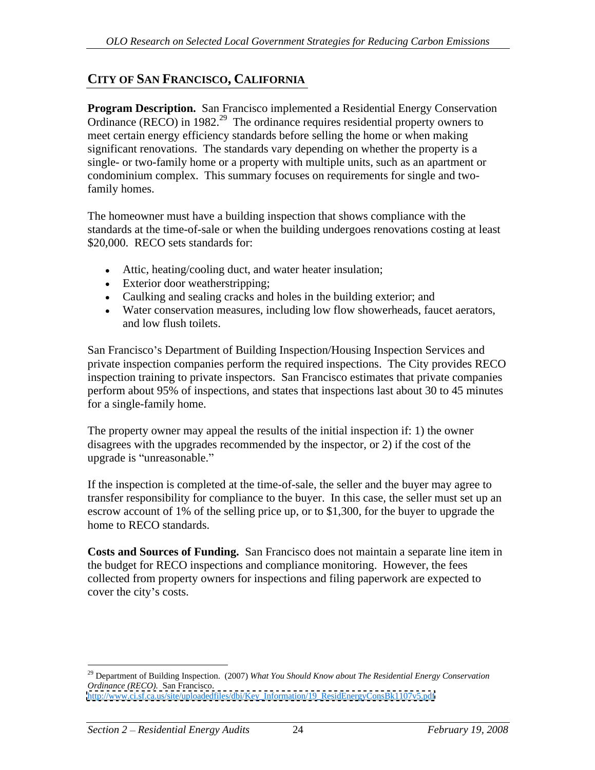## CITY OF SAN FRANCISCO, CALIFORNIA

**Program Description.** San Francisco implemented a Residential Energy Conservation Ordinance (RECO) in 1982.[29] The ordinance requires residential property owners to meet certain energy efficiency standards before selling the home or when making significant renovations. The standards vary depending on whether the property is a single- or two-family home or a property with multiple units, such as an apartment or condominium complex. This summary focuses on requirements for single and two-family homes.

The homeowner must have a building inspection that shows compliance with the standards at the time-of-sale or when the building undergoes renovations costing at least $20,000. RECO sets standards for:

- Attic, heating/cooling duct, and water heater insulation;
- Exterior door weatherstripping;
- Caulking and sealing cracks and holes in the building exterior; and
- Water conservation measures, including low flow showerheads, faucet aerators, and low flush toilets.

San Francisco's Department of Building Inspection/Housing Inspection Services and private inspection companies perform the required inspections. The City provides RECO inspection training to private inspectors. San Francisco estimates that private companies perform about 95% of inspections, and states that inspections last about 30 to 45 minutes for a single-family home.

The property owner may appeal the results of the initial inspection if: 1) the owner disagrees with the upgrades recommended by the inspector, or 2) if the cost of the upgrade is "unreasonable."

If the inspection is completed at the time-of-sale, the seller and the buyer may agree to transfer responsibility for compliance to the buyer. In this case, the seller must set up an escrow account of 1% of the selling price up, or to $1,300, for the buyer to upgrade the home to RECO standards.

**Costs and Sources of Funding.** San Francisco does not maintain a separate line item in the budget for RECO inspections and compliance monitoring. However, the fees collected from property owners for inspections and filing paperwork are expected to cover the city's costs.

---

[29] Department of Building Inspection. (2007) *What You Should Know about The Residential Energy Conservation Ordinance (RECO).* San Francisco. http://www.ci.sf.ca.us/site/uploadedfiles/dbi/Key_Information/19_ResidEnergyConsBk1107v5.pdf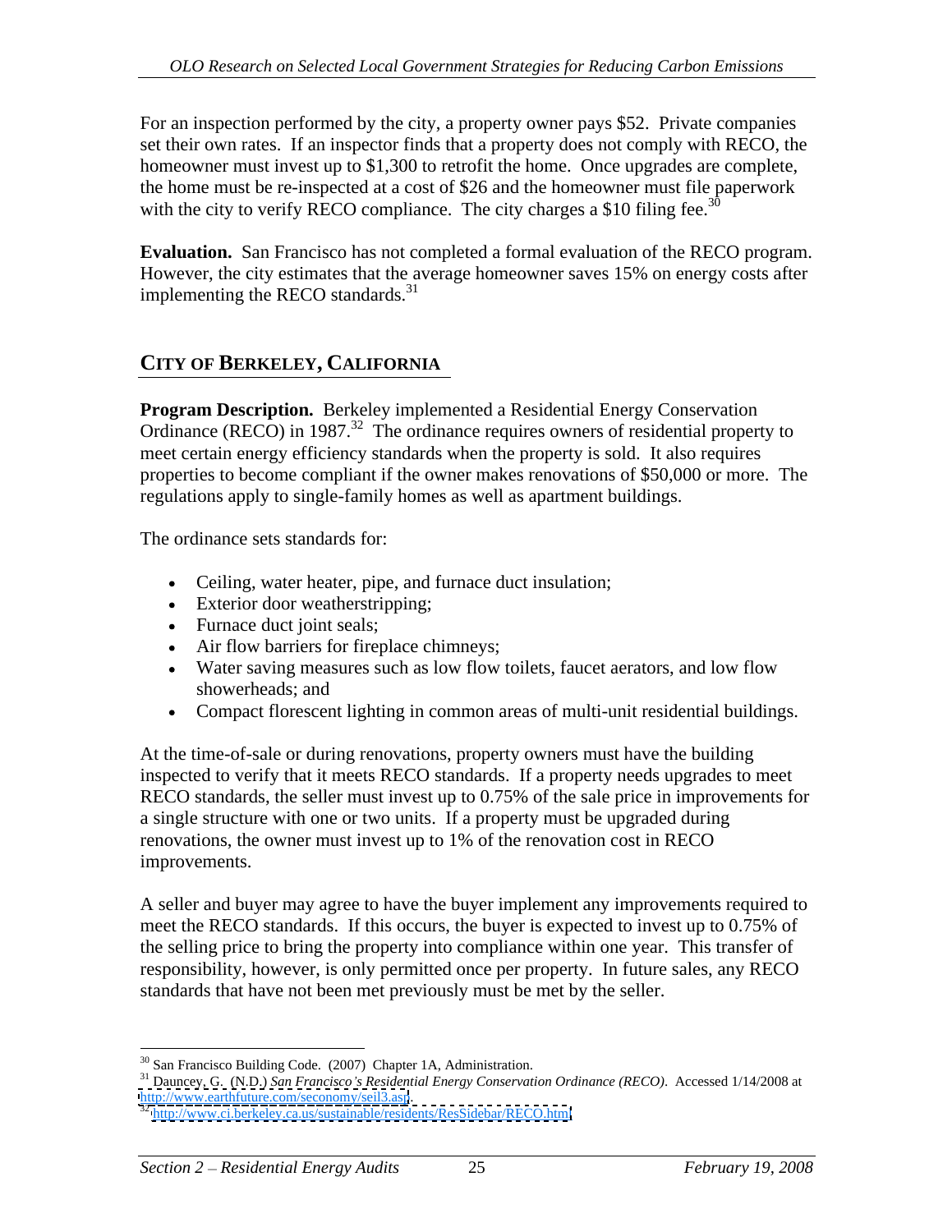For an inspection performed by the city, a property owner pays $52. Private companies set their own rates. If an inspector finds that a property does not comply with RECO, the homeowner must invest up to $1,300 to retrofit the home. Once upgrades are complete, the home must be re-inspected at a cost of $26 and the homeowner must file paperwork with the city to verify RECO compliance. The city charges a $10 filing fee.[30]

**Evaluation.** San Francisco has not completed a formal evaluation of the RECO program. However, the city estimates that the average homeowner saves 15% on energy costs after implementing the RECO standards.[31]

## CITY OF BERKELEY, CALIFORNIA

**Program Description.** Berkeley implemented a Residential Energy Conservation Ordinance (RECO) in 1987.[32] The ordinance requires owners of residential property to meet certain energy efficiency standards when the property is sold. It also requires properties to become compliant if the owner makes renovations of $50,000 or more. The regulations apply to single-family homes as well as apartment buildings.

The ordinance sets standards for:

- Ceiling, water heater, pipe, and furnace duct insulation;
- Exterior door weatherstripping;
- Furnace duct joint seals;
- Air flow barriers for fireplace chimneys;
- Water saving measures such as low flow toilets, faucet aerators, and low flow showerheads; and
- Compact florescent lighting in common areas of multi-unit residential buildings.

At the time-of-sale or during renovations, property owners must have the building inspected to verify that it meets RECO standards. If a property needs upgrades to meet RECO standards, the seller must invest up to 0.75% of the sale price in improvements for a single structure with one or two units. If a property must be upgraded during renovations, the owner must invest up to 1% of the renovation cost in RECO improvements.

A seller and buyer may agree to have the buyer implement any improvements required to meet the RECO standards. If this occurs, the buyer is expected to invest up to 0.75% of the selling price to bring the property into compliance within one year. This transfer of responsibility, however, is only permitted once per property. In future sales, any RECO standards that have not been met previously must be met by the seller.

---

[30] San Francisco Building Code. (2007) Chapter 1A, Administration.

[31] Dauncey, G. (N.D.) *San Francisco's Residential Energy Conservation Ordinance (RECO)*. Accessed 1/14/2008 at http://www.earthfuture.com/seconomy/seil3.asp.

[32] http://www.ci.berkeley.ca.us/sustainable/residents/ResSidebar/RECO.html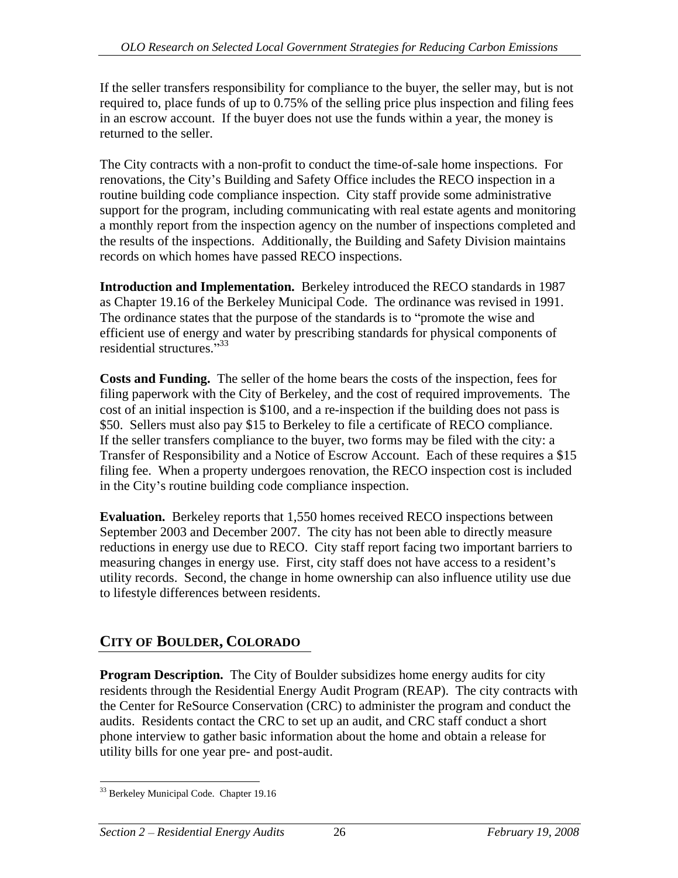If the seller transfers responsibility for compliance to the buyer, the seller may, but is not required to, place funds of up to 0.75% of the selling price plus inspection and filing fees in an escrow account. If the buyer does not use the funds within a year, the money is returned to the seller.

The City contracts with a non-profit to conduct the time-of-sale home inspections. For renovations, the City's Building and Safety Office includes the RECO inspection in a routine building code compliance inspection. City staff provide some administrative support for the program, including communicating with real estate agents and monitoring a monthly report from the inspection agency on the number of inspections completed and the results of the inspections. Additionally, the Building and Safety Division maintains records on which homes have passed RECO inspections.

**Introduction and Implementation.** Berkeley introduced the RECO standards in 1987 as Chapter 19.16 of the Berkeley Municipal Code. The ordinance was revised in 1991. The ordinance states that the purpose of the standards is to "promote the wise and efficient use of energy and water by prescribing standards for physical components of residential structures."[33]

**Costs and Funding.** The seller of the home bears the costs of the inspection, fees for filing paperwork with the City of Berkeley, and the cost of required improvements. The cost of an initial inspection is $100, and a re-inspection if the building does not pass is $50. Sellers must also pay $15 to Berkeley to file a certificate of RECO compliance. If the seller transfers compliance to the buyer, two forms may be filed with the city: a Transfer of Responsibility and a Notice of Escrow Account. Each of these requires a $15 filing fee. When a property undergoes renovation, the RECO inspection cost is included in the City's routine building code compliance inspection.

**Evaluation.** Berkeley reports that 1,550 homes received RECO inspections between September 2003 and December 2007. The city has not been able to directly measure reductions in energy use due to RECO. City staff report facing two important barriers to measuring changes in energy use. First, city staff does not have access to a resident's utility records. Second, the change in home ownership can also influence utility use due to lifestyle differences between residents.

## CITY OF BOULDER, COLORADO

**Program Description.** The City of Boulder subsidizes home energy audits for city residents through the Residential Energy Audit Program (REAP). The city contracts with the Center for ReSource Conservation (CRC) to administer the program and conduct the audits. Residents contact the CRC to set up an audit, and CRC staff conduct a short phone interview to gather basic information about the home and obtain a release for utility bills for one year pre- and post-audit.

---

[33] Berkeley Municipal Code. Chapter 19.16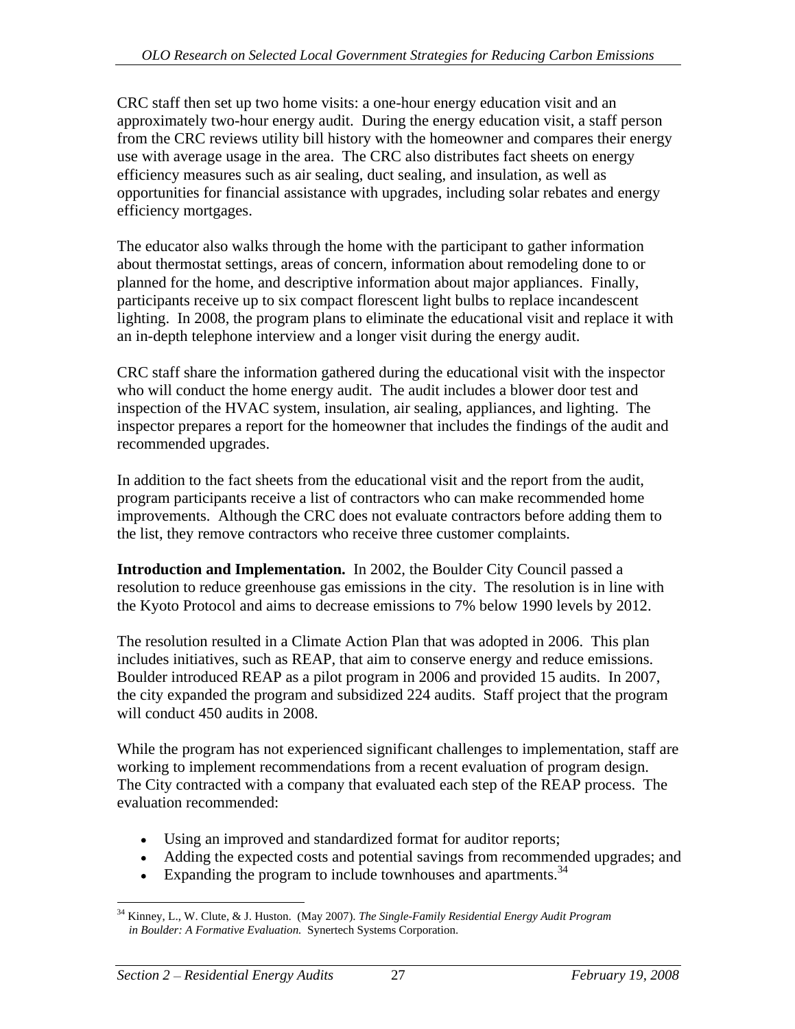CRC staff then set up two home visits: a one-hour energy education visit and an approximately two-hour energy audit. During the energy education visit, a staff person from the CRC reviews utility bill history with the homeowner and compares their energy use with average usage in the area. The CRC also distributes fact sheets on energy efficiency measures such as air sealing, duct sealing, and insulation, as well as opportunities for financial assistance with upgrades, including solar rebates and energy efficiency mortgages.

The educator also walks through the home with the participant to gather information about thermostat settings, areas of concern, information about remodeling done to or planned for the home, and descriptive information about major appliances. Finally, participants receive up to six compact florescent light bulbs to replace incandescent lighting. In 2008, the program plans to eliminate the educational visit and replace it with an in-depth telephone interview and a longer visit during the energy audit.

CRC staff share the information gathered during the educational visit with the inspector who will conduct the home energy audit. The audit includes a blower door test and inspection of the HVAC system, insulation, air sealing, appliances, and lighting. The inspector prepares a report for the homeowner that includes the findings of the audit and recommended upgrades.

In addition to the fact sheets from the educational visit and the report from the audit, program participants receive a list of contractors who can make recommended home improvements. Although the CRC does not evaluate contractors before adding them to the list, they remove contractors who receive three customer complaints.

**Introduction and Implementation.** In 2002, the Boulder City Council passed a resolution to reduce greenhouse gas emissions in the city. The resolution is in line with the Kyoto Protocol and aims to decrease emissions to 7% below 1990 levels by 2012.

The resolution resulted in a Climate Action Plan that was adopted in 2006. This plan includes initiatives, such as REAP, that aim to conserve energy and reduce emissions. Boulder introduced REAP as a pilot program in 2006 and provided 15 audits. In 2007, the city expanded the program and subsidized 224 audits. Staff project that the program will conduct 450 audits in 2008.

While the program has not experienced significant challenges to implementation, staff are working to implement recommendations from a recent evaluation of program design. The City contracted with a company that evaluated each step of the REAP process. The evaluation recommended:

- Using an improved and standardized format for auditor reports;
- Adding the expected costs and potential savings from recommended upgrades; and
- Expanding the program to include townhouses and apartments.[34]

[34] Kinney, L., W. Clute, & J. Huston. (May 2007). *The Single-Family Residential Energy Audit Program in Boulder: A Formative Evaluation.* Synertech Systems Corporation.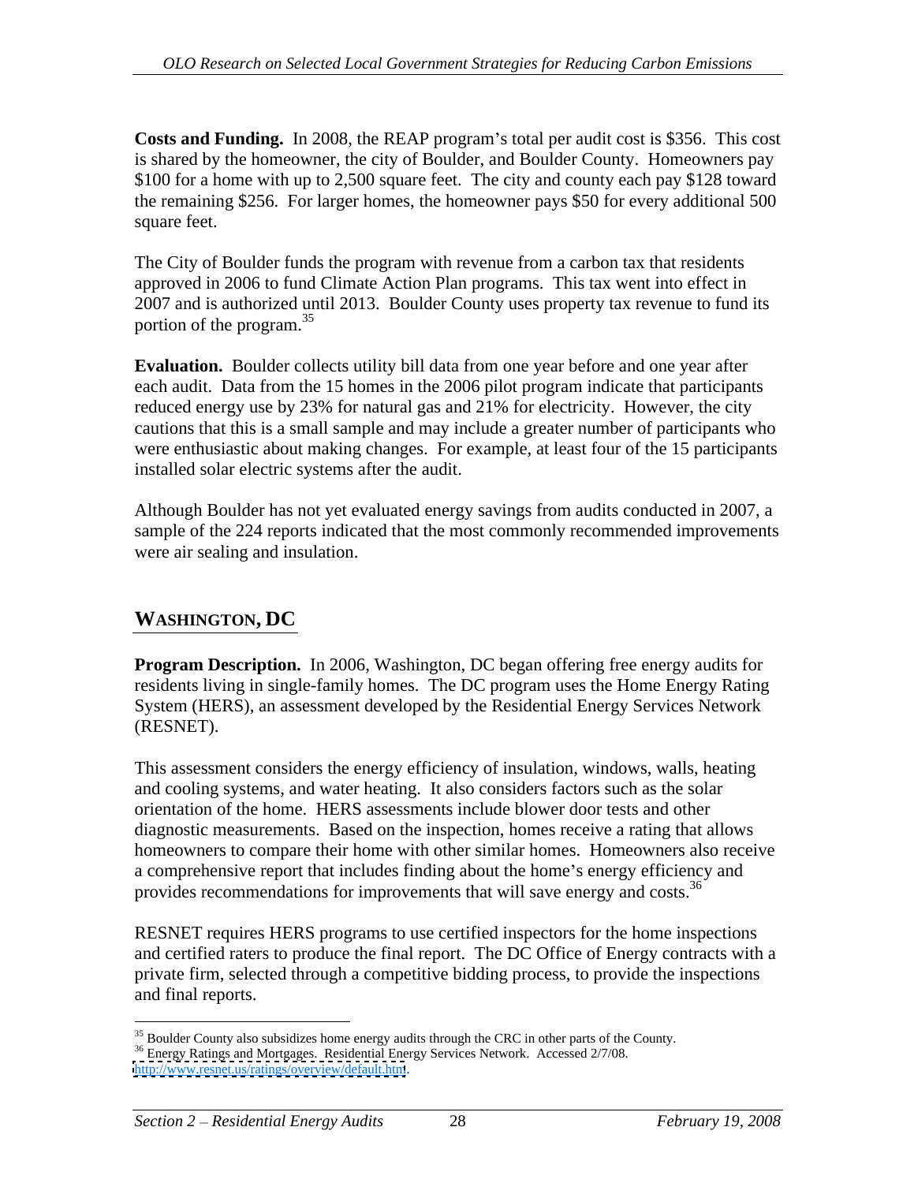**Costs and Funding.** In 2008, the REAP program's total per audit cost is $356. This cost is shared by the homeowner, the city of Boulder, and Boulder County. Homeowners pay $100 for a home with up to 2,500 square feet. The city and county each pay $128 toward the remaining $256. For larger homes, the homeowner pays $50 for every additional 500 square feet.

The City of Boulder funds the program with revenue from a carbon tax that residents approved in 2006 to fund Climate Action Plan programs. This tax went into effect in 2007 and is authorized until 2013. Boulder County uses property tax revenue to fund its portion of the program.[35]

**Evaluation.** Boulder collects utility bill data from one year before and one year after each audit. Data from the 15 homes in the 2006 pilot program indicate that participants reduced energy use by 23% for natural gas and 21% for electricity. However, the city cautions that this is a small sample and may include a greater number of participants who were enthusiastic about making changes. For example, at least four of the 15 participants installed solar electric systems after the audit.

Although Boulder has not yet evaluated energy savings from audits conducted in 2007, a sample of the 224 reports indicated that the most commonly recommended improvements were air sealing and insulation.

## WASHINGTON, DC

**Program Description.** In 2006, Washington, DC began offering free energy audits for residents living in single-family homes. The DC program uses the Home Energy Rating System (HERS), an assessment developed by the Residential Energy Services Network (RESNET).

This assessment considers the energy efficiency of insulation, windows, walls, heating and cooling systems, and water heating. It also considers factors such as the solar orientation of the home. HERS assessments include blower door tests and other diagnostic measurements. Based on the inspection, homes receive a rating that allows homeowners to compare their home with other similar homes. Homeowners also receive a comprehensive report that includes finding about the home's energy efficiency and provides recommendations for improvements that will save energy and costs.[36]

RESNET requires HERS programs to use certified inspectors for the home inspections and certified raters to produce the final report. The DC Office of Energy contracts with a private firm, selected through a competitive bidding process, to provide the inspections and final reports.

---

[35] Boulder County also subsidizes home energy audits through the CRC in other parts of the County.

[36] Energy Ratings and Mortgages. Residential Energy Services Network. Accessed 2/7/08. http://www.resnet.us/ratings/overview/default.htm.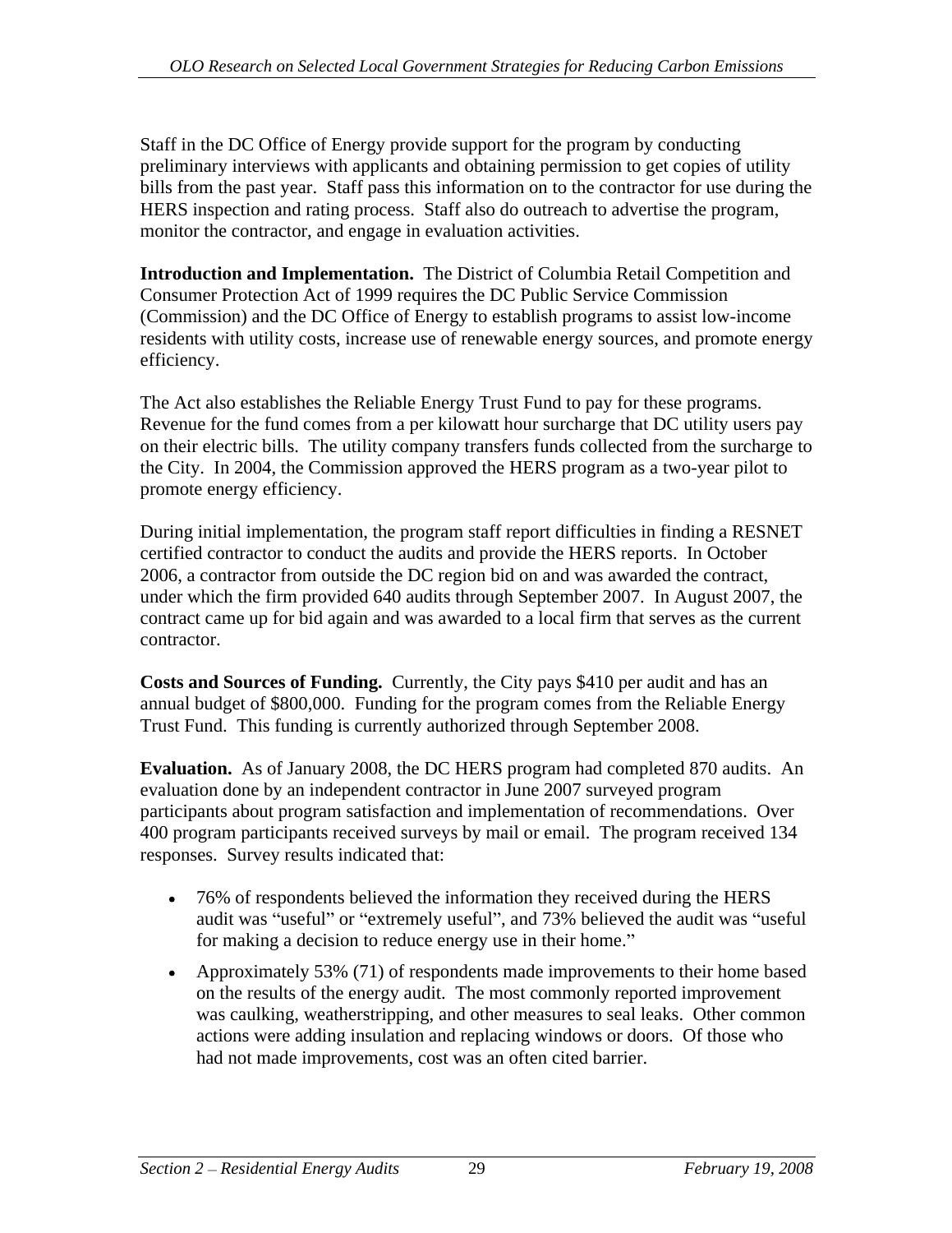Staff in the DC Office of Energy provide support for the program by conducting preliminary interviews with applicants and obtaining permission to get copies of utility bills from the past year. Staff pass this information on to the contractor for use during the HERS inspection and rating process. Staff also do outreach to advertise the program, monitor the contractor, and engage in evaluation activities.

**Introduction and Implementation.** The District of Columbia Retail Competition and Consumer Protection Act of 1999 requires the DC Public Service Commission (Commission) and the DC Office of Energy to establish programs to assist low-income residents with utility costs, increase use of renewable energy sources, and promote energy efficiency.

The Act also establishes the Reliable Energy Trust Fund to pay for these programs. Revenue for the fund comes from a per kilowatt hour surcharge that DC utility users pay on their electric bills. The utility company transfers funds collected from the surcharge to the City. In 2004, the Commission approved the HERS program as a two-year pilot to promote energy efficiency.

During initial implementation, the program staff report difficulties in finding a RESNET certified contractor to conduct the audits and provide the HERS reports. In October 2006, a contractor from outside the DC region bid on and was awarded the contract, under which the firm provided 640 audits through September 2007. In August 2007, the contract came up for bid again and was awarded to a local firm that serves as the current contractor.

**Costs and Sources of Funding.** Currently, the City pays $410 per audit and has an annual budget of $800,000. Funding for the program comes from the Reliable Energy Trust Fund. This funding is currently authorized through September 2008.

**Evaluation.** As of January 2008, the DC HERS program had completed 870 audits. An evaluation done by an independent contractor in June 2007 surveyed program participants about program satisfaction and implementation of recommendations. Over 400 program participants received surveys by mail or email. The program received 134 responses. Survey results indicated that:

- 76% of respondents believed the information they received during the HERS audit was "useful" or "extremely useful", and 73% believed the audit was "useful for making a decision to reduce energy use in their home."
- Approximately 53% (71) of respondents made improvements to their home based on the results of the energy audit. The most commonly reported improvement was caulking, weatherstripping, and other measures to seal leaks. Other common actions were adding insulation and replacing windows or doors. Of those who had not made improvements, cost was an often cited barrier.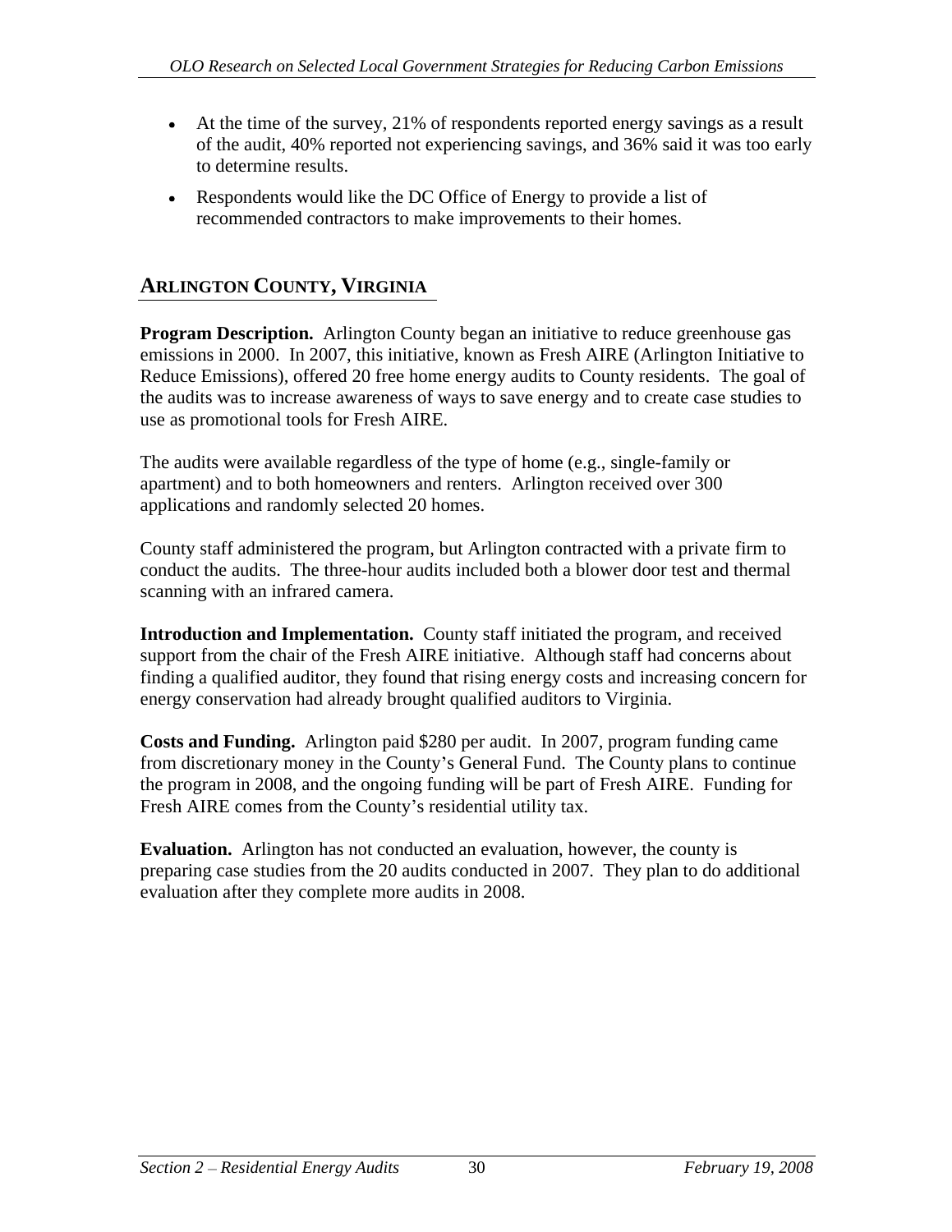- At the time of the survey, 21% of respondents reported energy savings as a result of the audit, 40% reported not experiencing savings, and 36% said it was too early to determine results.
- Respondents would like the DC Office of Energy to provide a list of recommended contractors to make improvements to their homes.

## ARLINGTON COUNTY, VIRGINIA

**Program Description.** Arlington County began an initiative to reduce greenhouse gas emissions in 2000. In 2007, this initiative, known as Fresh AIRE (Arlington Initiative to Reduce Emissions), offered 20 free home energy audits to County residents. The goal of the audits was to increase awareness of ways to save energy and to create case studies to use as promotional tools for Fresh AIRE.

The audits were available regardless of the type of home (e.g., single-family or apartment) and to both homeowners and renters. Arlington received over 300 applications and randomly selected 20 homes.

County staff administered the program, but Arlington contracted with a private firm to conduct the audits. The three-hour audits included both a blower door test and thermal scanning with an infrared camera.

**Introduction and Implementation.** County staff initiated the program, and received support from the chair of the Fresh AIRE initiative. Although staff had concerns about finding a qualified auditor, they found that rising energy costs and increasing concern for energy conservation had already brought qualified auditors to Virginia.

**Costs and Funding.** Arlington paid $280 per audit. In 2007, program funding came from discretionary money in the County's General Fund. The County plans to continue the program in 2008, and the ongoing funding will be part of Fresh AIRE. Funding for Fresh AIRE comes from the County's residential utility tax.

**Evaluation.** Arlington has not conducted an evaluation, however, the county is preparing case studies from the 20 audits conducted in 2007. They plan to do additional evaluation after they complete more audits in 2008.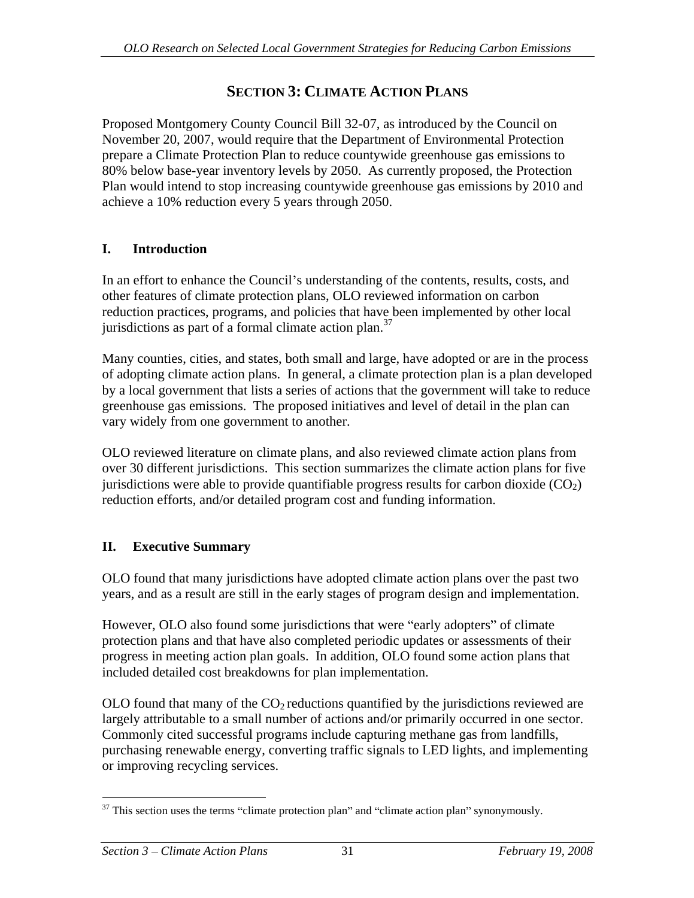# SECTION 3: CLIMATE ACTION PLANS

Proposed Montgomery County Council Bill 32-07, as introduced by the Council on November 20, 2007, would require that the Department of Environmental Protection prepare a Climate Protection Plan to reduce countywide greenhouse gas emissions to 80% below base-year inventory levels by 2050. As currently proposed, the Protection Plan would intend to stop increasing countywide greenhouse gas emissions by 2010 and achieve a 10% reduction every 5 years through 2050.

## I. Introduction

In an effort to enhance the Council's understanding of the contents, results, costs, and other features of climate protection plans, OLO reviewed information on carbon reduction practices, programs, and policies that have been implemented by other local jurisdictions as part of a formal climate action plan.[37]

Many counties, cities, and states, both small and large, have adopted or are in the process of adopting climate action plans. In general, a climate protection plan is a plan developed by a local government that lists a series of actions that the government will take to reduce greenhouse gas emissions. The proposed initiatives and level of detail in the plan can vary widely from one government to another.

OLO reviewed literature on climate plans, and also reviewed climate action plans from over 30 different jurisdictions. This section summarizes the climate action plans for five jurisdictions were able to provide quantifiable progress results for carbon dioxide ($CO_2$) reduction efforts, and/or detailed program cost and funding information.

## II. Executive Summary

OLO found that many jurisdictions have adopted climate action plans over the past two years, and as a result are still in the early stages of program design and implementation.

However, OLO also found some jurisdictions that were "early adopters" of climate protection plans and that have also completed periodic updates or assessments of their progress in meeting action plan goals. In addition, OLO found some action plans that included detailed cost breakdowns for plan implementation.

OLO found that many of the $CO_2$ reductions quantified by the jurisdictions reviewed are largely attributable to a small number of actions and/or primarily occurred in one sector. Commonly cited successful programs include capturing methane gas from landfills, purchasing renewable energy, converting traffic signals to LED lights, and implementing or improving recycling services.

[37] This section uses the terms "climate protection plan" and "climate action plan" synonymously.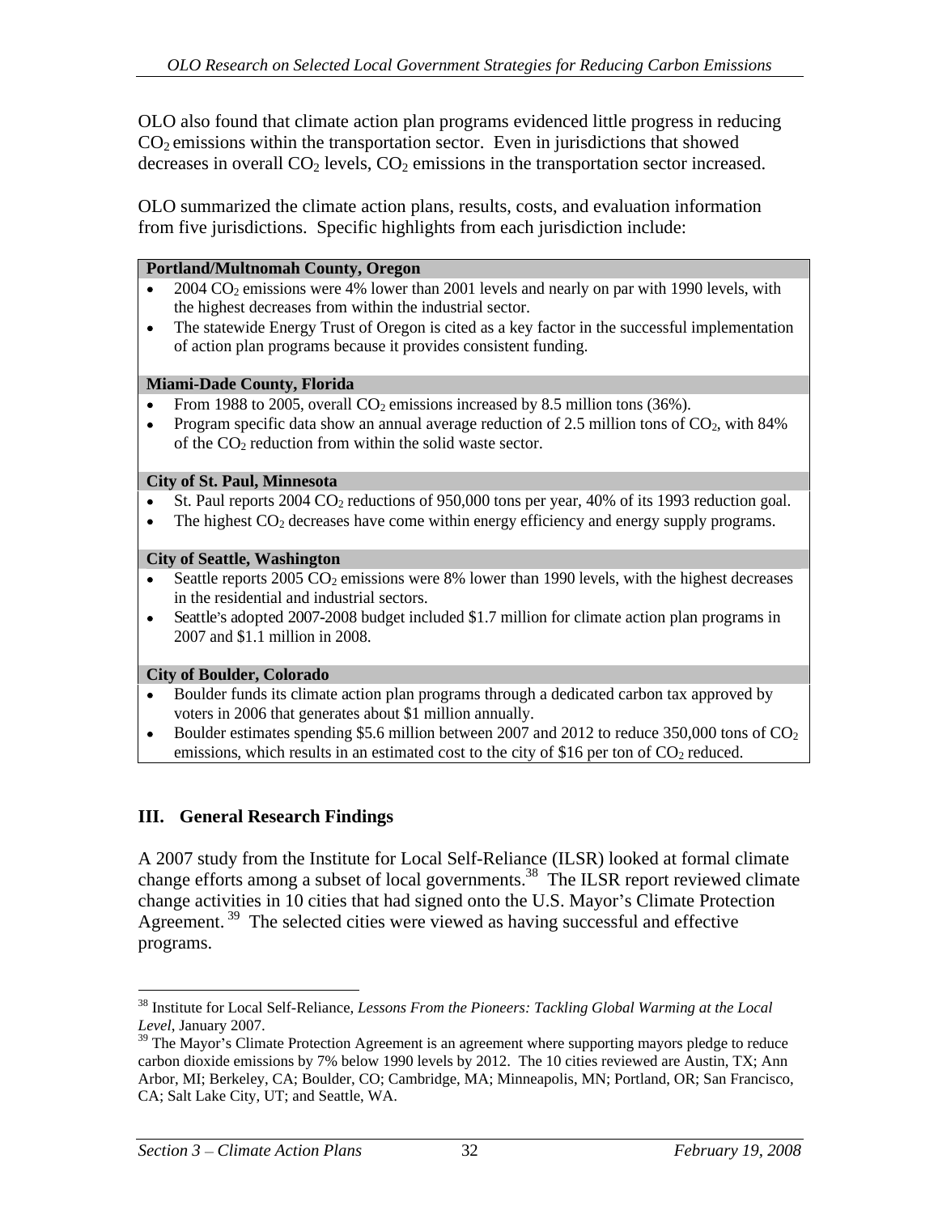OLO also found that climate action plan programs evidenced little progress in reducing $CO_2$ emissions within the transportation sector. Even in jurisdictions that showed decreases in overall $CO_2$ levels, $CO_2$ emissions in the transportation sector increased.

OLO summarized the climate action plans, results, costs, and evaluation information from five jurisdictions. Specific highlights from each jurisdiction include:

**Portland/Multnomah County, Oregon**

- 2004 $CO_2$ emissions were 4% lower than 2001 levels and nearly on par with 1990 levels, with the highest decreases from within the industrial sector.
- The statewide Energy Trust of Oregon is cited as a key factor in the successful implementation of action plan programs because it provides consistent funding.

**Miami-Dade County, Florida**

- From 1988 to 2005, overall $CO_2$ emissions increased by 8.5 million tons (36%).
- Program specific data show an annual average reduction of 2.5 million tons of $CO_2$, with 84% of the $CO_2$ reduction from within the solid waste sector.

**City of St. Paul, Minnesota**

- St. Paul reports 2004 $CO_2$ reductions of 950,000 tons per year, 40% of its 1993 reduction goal.
- The highest $CO_2$ decreases have come within energy efficiency and energy supply programs.

**City of Seattle, Washington**

- Seattle reports 2005 $CO_2$ emissions were 8% lower than 1990 levels, with the highest decreases in the residential and industrial sectors.
- Seattle's adopted 2007-2008 budget included $1.7 million for climate action plan programs in 2007 and $1.1 million in 2008.

**City of Boulder, Colorado**

- Boulder funds its climate action plan programs through a dedicated carbon tax approved by voters in 2006 that generates about $1 million annually.
- Boulder estimates spending $5.6 million between 2007 and 2012 to reduce 350,000 tons of $CO_2$ emissions, which results in an estimated cost to the city of $16 per ton of $CO_2$ reduced.

## III. General Research Findings

A 2007 study from the Institute for Local Self-Reliance (ILSR) looked at formal climate change efforts among a subset of local governments.[38] The ILSR report reviewed climate change activities in 10 cities that had signed onto the U.S. Mayor's Climate Protection Agreement.[39] The selected cities were viewed as having successful and effective programs.

---

[38] Institute for Local Self-Reliance, *Lessons From the Pioneers: Tackling Global Warming at the Local Level*, January 2007.

[39] The Mayor's Climate Protection Agreement is an agreement where supporting mayors pledge to reduce carbon dioxide emissions by 7% below 1990 levels by 2012. The 10 cities reviewed are Austin, TX; Ann Arbor, MI; Berkeley, CA; Boulder, CO; Cambridge, MA; Minneapolis, MN; Portland, OR; San Francisco, CA; Salt Lake City, UT; and Seattle, WA.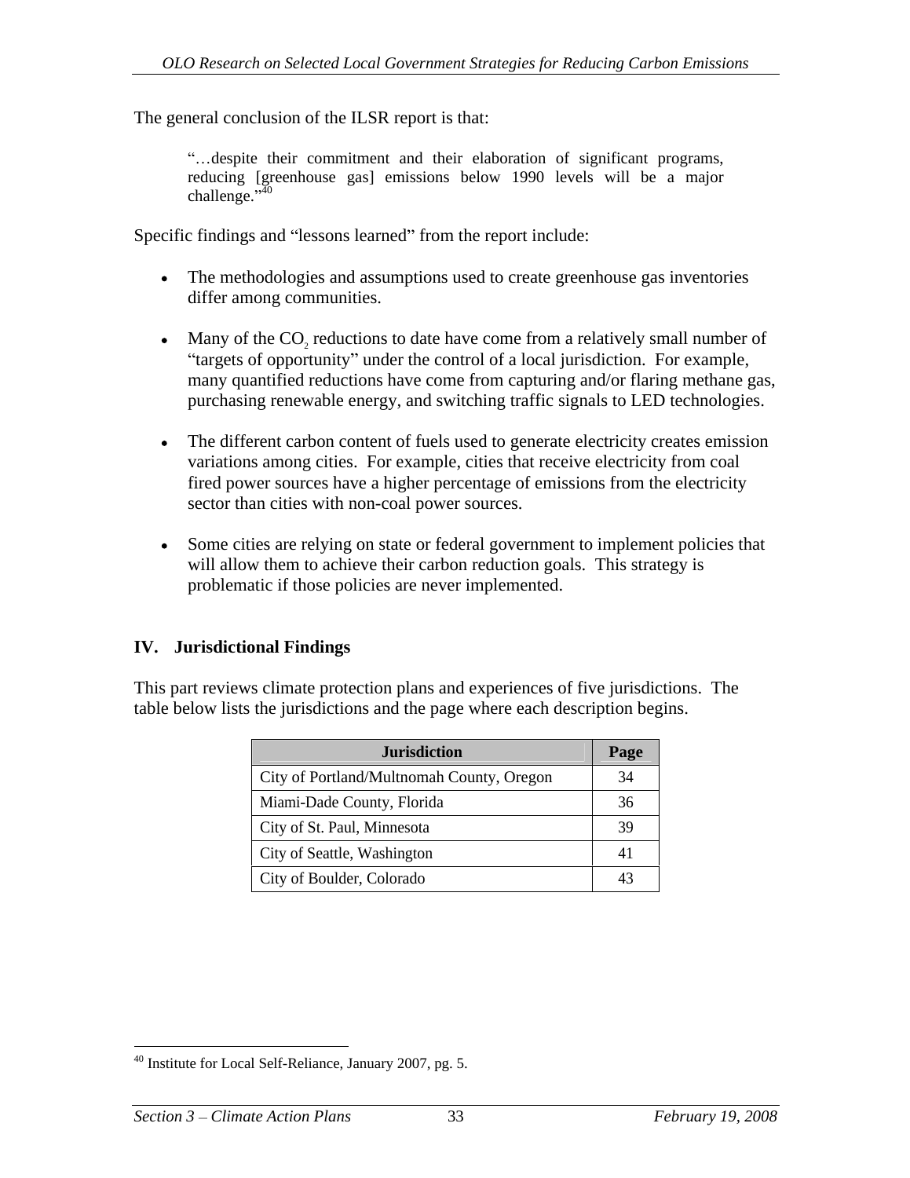The general conclusion of the ILSR report is that:

> "…despite their commitment and their elaboration of significant programs, reducing [greenhouse gas] emissions below 1990 levels will be a major challenge."[40]

Specific findings and "lessons learned" from the report include:

- The methodologies and assumptions used to create greenhouse gas inventories differ among communities.
- Many of the $CO_2$ reductions to date have come from a relatively small number of "targets of opportunity" under the control of a local jurisdiction. For example, many quantified reductions have come from capturing and/or flaring methane gas, purchasing renewable energy, and switching traffic signals to LED technologies.
- The different carbon content of fuels used to generate electricity creates emission variations among cities. For example, cities that receive electricity from coal fired power sources have a higher percentage of emissions from the electricity sector than cities with non-coal power sources.
- Some cities are relying on state or federal government to implement policies that will allow them to achieve their carbon reduction goals. This strategy is problematic if those policies are never implemented.

## IV. Jurisdictional Findings

This part reviews climate protection plans and experiences of five jurisdictions. The table below lists the jurisdictions and the page where each description begins.

| Jurisdiction | Page |
| --- | --- |
| City of Portland/Multnomah County, Oregon | 34 |
| Miami-Dade County, Florida | 36 |
| City of St. Paul, Minnesota | 39 |
| City of Seattle, Washington | 41 |
| City of Boulder, Colorado | 43 |

[40] Institute for Local Self-Reliance, January 2007, pg. 5.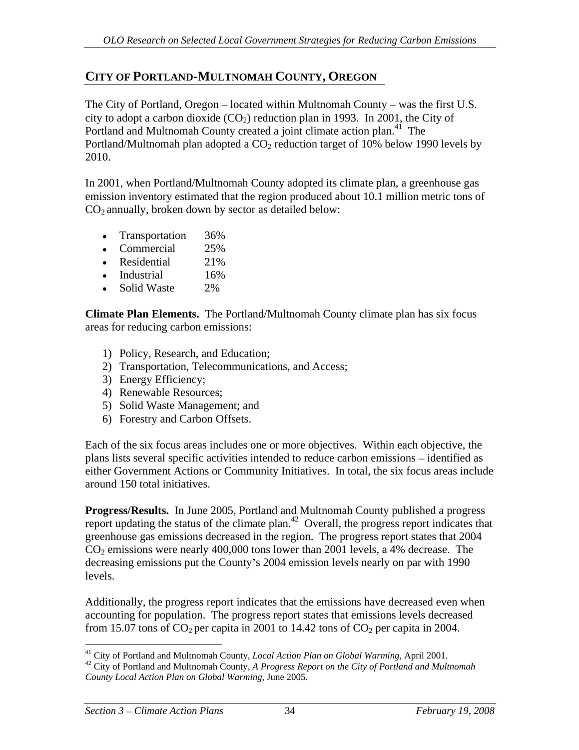## CITY OF PORTLAND-MULTNOMAH COUNTY, OREGON

The City of Portland, Oregon – located within Multnomah County – was the first U.S. city to adopt a carbon dioxide ($CO_2$) reduction plan in 1993. In 2001, the City of Portland and Multnomah County created a joint climate action plan.[41] The Portland/Multnomah plan adopted a $CO_2$ reduction target of 10% below 1990 levels by 2010.

In 2001, when Portland/Multnomah County adopted its climate plan, a greenhouse gas emission inventory estimated that the region produced about 10.1 million metric tons of $CO_2$ annually, broken down by sector as detailed below:

- Transportation 36%
- Commercial 25%
- Residential 21%
- Industrial 16%
- Solid Waste 2%

**Climate Plan Elements.** The Portland/Multnomah County climate plan has six focus areas for reducing carbon emissions:

1) Policy, Research, and Education;
2) Transportation, Telecommunications, and Access;
3) Energy Efficiency;
4) Renewable Resources;
5) Solid Waste Management; and
6) Forestry and Carbon Offsets.

Each of the six focus areas includes one or more objectives. Within each objective, the plans lists several specific activities intended to reduce carbon emissions – identified as either Government Actions or Community Initiatives. In total, the six focus areas include around 150 total initiatives.

**Progress/Results.** In June 2005, Portland and Multnomah County published a progress report updating the status of the climate plan.[42] Overall, the progress report indicates that greenhouse gas emissions decreased in the region. The progress report states that 2004 $CO_2$ emissions were nearly 400,000 tons lower than 2001 levels, a 4% decrease. The decreasing emissions put the County's 2004 emission levels nearly on par with 1990 levels.

Additionally, the progress report indicates that the emissions have decreased even when accounting for population. The progress report states that emissions levels decreased from 15.07 tons of $CO_2$ per capita in 2001 to 14.42 tons of $CO_2$ per capita in 2004.

---

[41] City of Portland and Multnomah County, *Local Action Plan on Global Warming,* April 2001.

[42] City of Portland and Multnomah County, *A Progress Report on the City of Portland and Multnomah County Local Action Plan on Global Warming,* June 2005.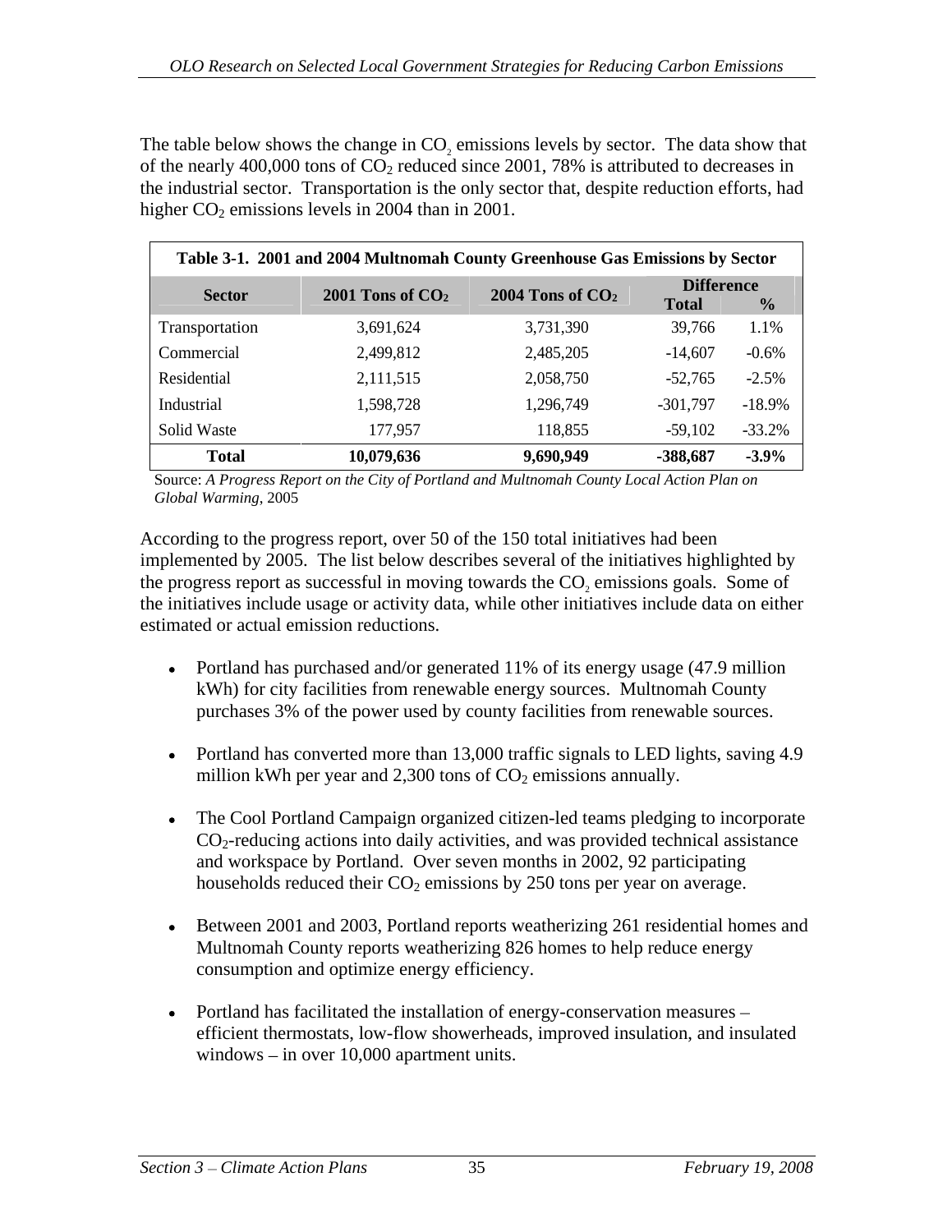The table below shows the change in $CO_2$ emissions levels by sector. The data show that of the nearly 400,000 tons of $CO_2$ reduced since 2001, 78% is attributed to decreases in the industrial sector. Transportation is the only sector that, despite reduction efforts, had higher $CO_2$ emissions levels in 2004 than in 2001.

**Table 3-1. 2001 and 2004 Multnomah County Greenhouse Gas Emissions by Sector**

| Sector | 2001 Tons of $CO_2$ | 2004 Tons of $CO_2$ | Difference | |
|---|---|---|---|---|
| | | | Total | % |
| Transportation | 3,691,624 | 3,731,390 | 39,766 | 1.1% |
| Commercial | 2,499,812 | 2,485,205 | -14,607 | -0.6% |
| Residential | 2,111,515 | 2,058,750 | -52,765 | -2.5% |
| Industrial | 1,598,728 | 1,296,749 | -301,797 | -18.9% |
| Solid Waste | 177,957 | 118,855 | -59,102 | -33.2% |
| **Total** | **10,079,636** | **9,690,949** | **-388,687** | **-3.9%** |

Source: *A Progress Report on the City of Portland and Multnomah County Local Action Plan on Global Warming*, 2005

According to the progress report, over 50 of the 150 total initiatives had been implemented by 2005. The list below describes several of the initiatives highlighted by the progress report as successful in moving towards the $CO_2$ emissions goals. Some of the initiatives include usage or activity data, while other initiatives include data on either estimated or actual emission reductions.

- Portland has purchased and/or generated 11% of its energy usage (47.9 million kWh) for city facilities from renewable energy sources. Multnomah County purchases 3% of the power used by county facilities from renewable sources.

- Portland has converted more than 13,000 traffic signals to LED lights, saving 4.9 million kWh per year and 2,300 tons of $CO_2$ emissions annually.

- The Cool Portland Campaign organized citizen-led teams pledging to incorporate $CO_2$-reducing actions into daily activities, and was provided technical assistance and workspace by Portland. Over seven months in 2002, 92 participating households reduced their $CO_2$ emissions by 250 tons per year on average.

- Between 2001 and 2003, Portland reports weatherizing 261 residential homes and Multnomah County reports weatherizing 826 homes to help reduce energy consumption and optimize energy efficiency.

- Portland has facilitated the installation of energy-conservation measures – efficient thermostats, low-flow showerheads, improved insulation, and insulated windows – in over 10,000 apartment units.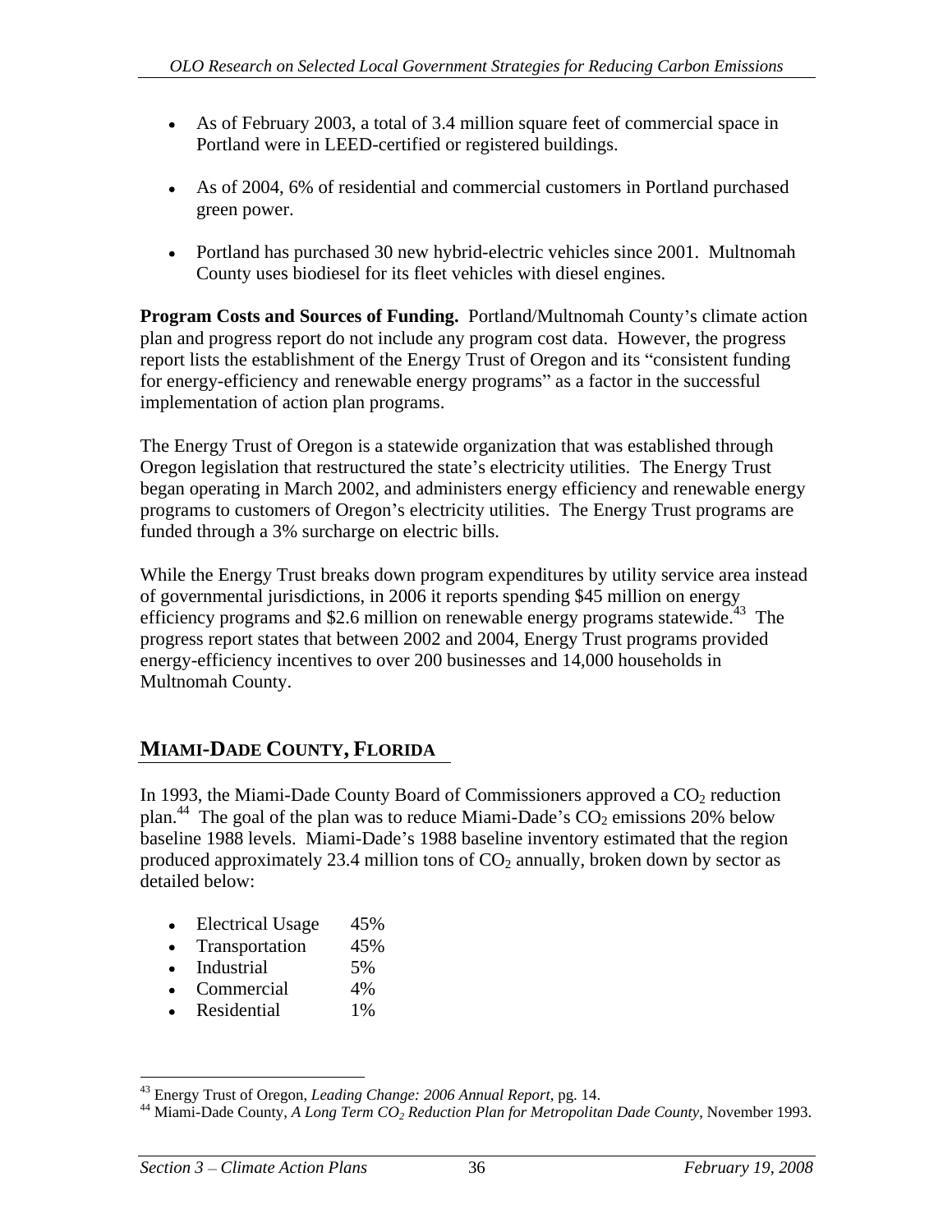- As of February 2003, a total of 3.4 million square feet of commercial space in Portland were in LEED-certified or registered buildings.

- As of 2004, 6% of residential and commercial customers in Portland purchased green power.

- Portland has purchased 30 new hybrid-electric vehicles since 2001. Multnomah County uses biodiesel for its fleet vehicles with diesel engines.

**Program Costs and Sources of Funding.** Portland/Multnomah County's climate action plan and progress report do not include any program cost data. However, the progress report lists the establishment of the Energy Trust of Oregon and its "consistent funding for energy-efficiency and renewable energy programs" as a factor in the successful implementation of action plan programs.

The Energy Trust of Oregon is a statewide organization that was established through Oregon legislation that restructured the state's electricity utilities. The Energy Trust began operating in March 2002, and administers energy efficiency and renewable energy programs to customers of Oregon's electricity utilities. The Energy Trust programs are funded through a 3% surcharge on electric bills.

While the Energy Trust breaks down program expenditures by utility service area instead of governmental jurisdictions, in 2006 it reports spending $45 million on energy efficiency programs and $2.6 million on renewable energy programs statewide.[43] The progress report states that between 2002 and 2004, Energy Trust programs provided energy-efficiency incentives to over 200 businesses and 14,000 households in Multnomah County.

## MIAMI-DADE COUNTY, FLORIDA

In 1993, the Miami-Dade County Board of Commissioners approved a $CO_2$ reduction plan.[44] The goal of the plan was to reduce Miami-Dade's $CO_2$ emissions 20% below baseline 1988 levels. Miami-Dade's 1988 baseline inventory estimated that the region produced approximately 23.4 million tons of $CO_2$ annually, broken down by sector as detailed below:

- Electrical Usage 45%
- Transportation 45%
- Industrial 5%
- Commercial 4%
- Residential 1%

---

[43] Energy Trust of Oregon, *Leading Change: 2006 Annual Report*, pg. 14.

[44] Miami-Dade County, *A Long Term $CO_2$ Reduction Plan for Metropolitan Dade County*, November 1993.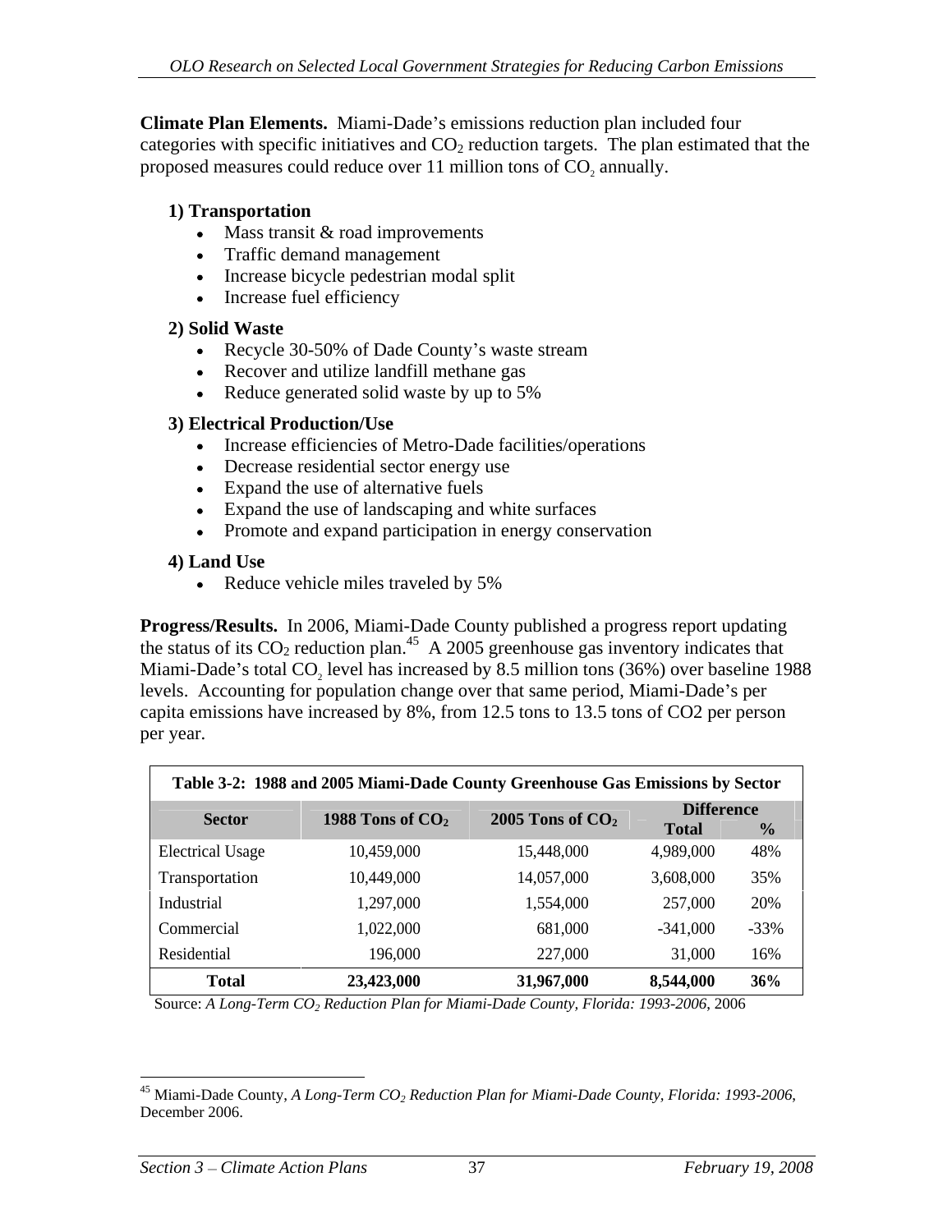**Climate Plan Elements.** Miami-Dade's emissions reduction plan included four categories with specific initiatives and $CO_2$ reduction targets. The plan estimated that the proposed measures could reduce over 11 million tons of $CO_2$ annually.

**1) Transportation**

- Mass transit & road improvements
- Traffic demand management
- Increase bicycle pedestrian modal split
- Increase fuel efficiency

**2) Solid Waste**

- Recycle 30-50% of Dade County's waste stream
- Recover and utilize landfill methane gas
- Reduce generated solid waste by up to 5%

**3) Electrical Production/Use**

- Increase efficiencies of Metro-Dade facilities/operations
- Decrease residential sector energy use
- Expand the use of alternative fuels
- Expand the use of landscaping and white surfaces
- Promote and expand participation in energy conservation

**4) Land Use**

- Reduce vehicle miles traveled by 5%

**Progress/Results.** In 2006, Miami-Dade County published a progress report updating the status of its $CO_2$ reduction plan.[45] A 2005 greenhouse gas inventory indicates that Miami-Dade's total $CO_2$ level has increased by 8.5 million tons (36%) over baseline 1988 levels. Accounting for population change over that same period, Miami-Dade's per capita emissions have increased by 8%, from 12.5 tons to 13.5 tons of CO2 per person per year.

**Table 3-2: 1988 and 2005 Miami-Dade County Greenhouse Gas Emissions by Sector**

| Sector | 1988 Tons of $CO_2$ | 2005 Tons of $CO_2$ | Difference | |
|---|---|---|---|---|
| | | | Total | % |
| Electrical Usage | 10,459,000 | 15,448,000 | 4,989,000 | 48% |
| Transportation | 10,449,000 | 14,057,000 | 3,608,000 | 35% |
| Industrial | 1,297,000 | 1,554,000 | 257,000 | 20% |
| Commercial | 1,022,000 | 681,000 | -341,000 | -33% |
| Residential | 196,000 | 227,000 | 31,000 | 16% |
| **Total** | **23,423,000** | **31,967,000** | **8,544,000** | **36%** |

Source: *A Long-Term $CO_2$ Reduction Plan for Miami-Dade County, Florida: 1993-2006*, 2006

[45] Miami-Dade County, *A Long-Term $CO_2$ Reduction Plan for Miami-Dade County, Florida: 1993-2006*, December 2006.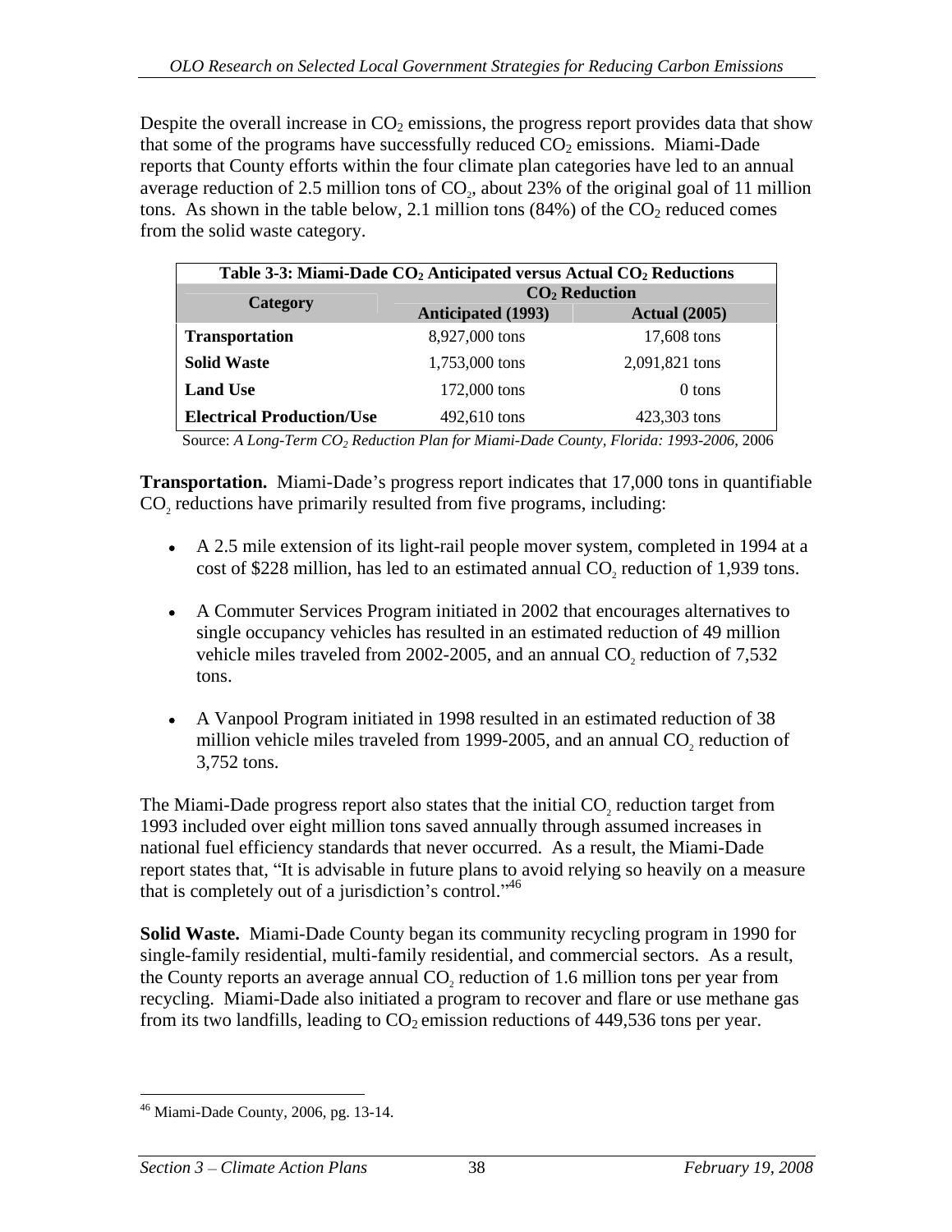Despite the overall increase in $CO_2$ emissions, the progress report provides data that show that some of the programs have successfully reduced $CO_2$ emissions. Miami-Dade reports that County efforts within the four climate plan categories have led to an annual average reduction of 2.5 million tons of $CO_2$, about 23% of the original goal of 11 million tons. As shown in the table below, 2.1 million tons (84%) of the $CO_2$ reduced comes from the solid waste category.

**Table 3-3: Miami-Dade $CO_2$ Anticipated versus Actual $CO_2$ Reductions**

| Category | $CO_2$ Reduction | |
|---|---|---|
| | Anticipated (1993) | Actual (2005) |
| **Transportation** | 8,927,000 tons | 17,608 tons |
| **Solid Waste** | 1,753,000 tons | 2,091,821 tons |
| **Land Use** | 172,000 tons | 0 tons |
| **Electrical Production/Use** | 492,610 tons | 423,303 tons |

Source: *A Long-Term $CO_2$ Reduction Plan for Miami-Dade County, Florida: 1993-2006*, 2006

**Transportation.** Miami-Dade's progress report indicates that 17,000 tons in quantifiable $CO_2$ reductions have primarily resulted from five programs, including:

- A 2.5 mile extension of its light-rail people mover system, completed in 1994 at a cost of $228 million, has led to an estimated annual $CO_2$ reduction of 1,939 tons.
- A Commuter Services Program initiated in 2002 that encourages alternatives to single occupancy vehicles has resulted in an estimated reduction of 49 million vehicle miles traveled from 2002-2005, and an annual $CO_2$ reduction of 7,532 tons.
- A Vanpool Program initiated in 1998 resulted in an estimated reduction of 38 million vehicle miles traveled from 1999-2005, and an annual $CO_2$ reduction of 3,752 tons.

The Miami-Dade progress report also states that the initial $CO_2$ reduction target from 1993 included over eight million tons saved annually through assumed increases in national fuel efficiency standards that never occurred. As a result, the Miami-Dade report states that, "It is advisable in future plans to avoid relying so heavily on a measure that is completely out of a jurisdiction's control."[46]

**Solid Waste.** Miami-Dade County began its community recycling program in 1990 for single-family residential, multi-family residential, and commercial sectors. As a result, the County reports an average annual $CO_2$ reduction of 1.6 million tons per year from recycling. Miami-Dade also initiated a program to recover and flare or use methane gas from its two landfills, leading to $CO_2$ emission reductions of 449,536 tons per year.

---

[46] Miami-Dade County, 2006, pg. 13-14.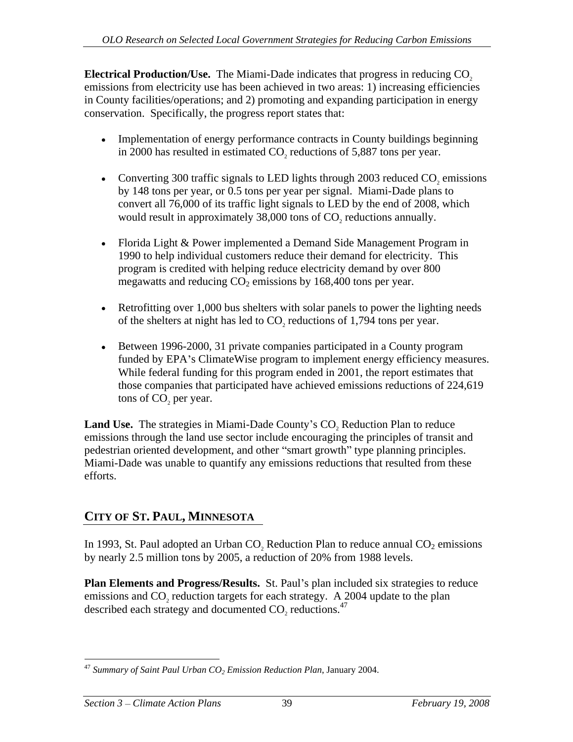**Electrical Production/Use.** The Miami-Dade indicates that progress in reducing $CO_2$ emissions from electricity use has been achieved in two areas: 1) increasing efficiencies in County facilities/operations; and 2) promoting and expanding participation in energy conservation. Specifically, the progress report states that:

- Implementation of energy performance contracts in County buildings beginning in 2000 has resulted in estimated $CO_2$ reductions of 5,887 tons per year.

- Converting 300 traffic signals to LED lights through 2003 reduced $CO_2$ emissions by 148 tons per year, or 0.5 tons per year per signal. Miami-Dade plans to convert all 76,000 of its traffic light signals to LED by the end of 2008, which would result in approximately 38,000 tons of $CO_2$ reductions annually.

- Florida Light & Power implemented a Demand Side Management Program in 1990 to help individual customers reduce their demand for electricity. This program is credited with helping reduce electricity demand by over 800 megawatts and reducing $CO_2$ emissions by 168,400 tons per year.

- Retrofitting over 1,000 bus shelters with solar panels to power the lighting needs of the shelters at night has led to $CO_2$ reductions of 1,794 tons per year.

- Between 1996-2000, 31 private companies participated in a County program funded by EPA's ClimateWise program to implement energy efficiency measures. While federal funding for this program ended in 2001, the report estimates that those companies that participated have achieved emissions reductions of 224,619 tons of $CO_2$ per year.

**Land Use.** The strategies in Miami-Dade County's $CO_2$ Reduction Plan to reduce emissions through the land use sector include encouraging the principles of transit and pedestrian oriented development, and other "smart growth" type planning principles. Miami-Dade was unable to quantify any emissions reductions that resulted from these efforts.

## CITY OF ST. PAUL, MINNESOTA

In 1993, St. Paul adopted an Urban $CO_2$ Reduction Plan to reduce annual $CO_2$ emissions by nearly 2.5 million tons by 2005, a reduction of 20% from 1988 levels.

**Plan Elements and Progress/Results.** St. Paul's plan included six strategies to reduce emissions and $CO_2$ reduction targets for each strategy. A 2004 update to the plan described each strategy and documented $CO_2$ reductions.[47]

---

[47] *Summary of Saint Paul Urban $CO_2$ Emission Reduction Plan*, January 2004.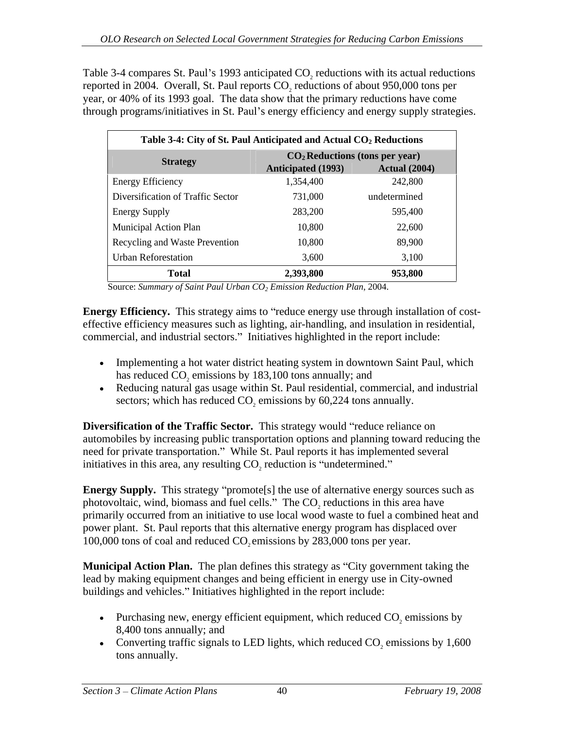Table 3-4 compares St. Paul's 1993 anticipated $CO_2$ reductions with its actual reductions reported in 2004. Overall, St. Paul reports $CO_2$ reductions of about 950,000 tons per year, or 40% of its 1993 goal. The data show that the primary reductions have come through programs/initiatives in St. Paul's energy efficiency and energy supply strategies.

**Table 3-4: City of St. Paul Anticipated and Actual $CO_2$ Reductions**

| Strategy | $CO_2$ Reductions (tons per year) | |
|---|---|---|
| | Anticipated (1993) | Actual (2004) |
| Energy Efficiency | 1,354,400 | 242,800 |
| Diversification of Traffic Sector | 731,000 | undetermined |
| Energy Supply | 283,200 | 595,400 |
| Municipal Action Plan | 10,800 | 22,600 |
| Recycling and Waste Prevention | 10,800 | 89,900 |
| Urban Reforestation | 3,600 | 3,100 |
| **Total** | **2,393,800** | **953,800** |

Source: *Summary of Saint Paul Urban $CO_2$ Emission Reduction Plan*, 2004.

**Energy Efficiency.** This strategy aims to "reduce energy use through installation of cost-effective efficiency measures such as lighting, air-handling, and insulation in residential, commercial, and industrial sectors." Initiatives highlighted in the report include:

- Implementing a hot water district heating system in downtown Saint Paul, which has reduced $CO_2$ emissions by 183,100 tons annually; and
- Reducing natural gas usage within St. Paul residential, commercial, and industrial sectors; which has reduced $CO_2$ emissions by 60,224 tons annually.

**Diversification of the Traffic Sector.** This strategy would "reduce reliance on automobiles by increasing public transportation options and planning toward reducing the need for private transportation." While St. Paul reports it has implemented several initiatives in this area, any resulting $CO_2$ reduction is "undetermined."

**Energy Supply.** This strategy "promote[s] the use of alternative energy sources such as photovoltaic, wind, biomass and fuel cells." The $CO_2$ reductions in this area have primarily occurred from an initiative to use local wood waste to fuel a combined heat and power plant. St. Paul reports that this alternative energy program has displaced over 100,000 tons of coal and reduced $CO_2$ emissions by 283,000 tons per year.

**Municipal Action Plan.** The plan defines this strategy as "City government taking the lead by making equipment changes and being efficient in energy use in City-owned buildings and vehicles." Initiatives highlighted in the report include:

- Purchasing new, energy efficient equipment, which reduced $CO_2$ emissions by 8,400 tons annually; and
- Converting traffic signals to LED lights, which reduced $CO_2$ emissions by 1,600 tons annually.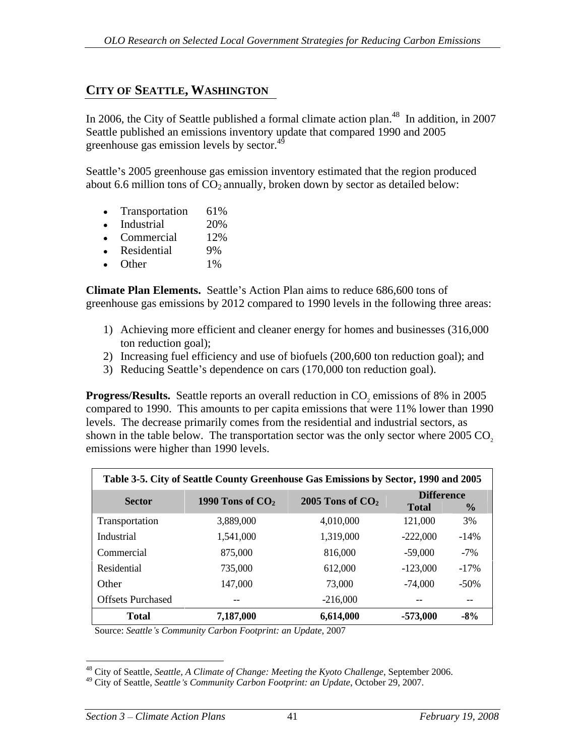## City of Seattle, Washington

In 2006, the City of Seattle published a formal climate action plan.[48] In addition, in 2007 Seattle published an emissions inventory update that compared 1990 and 2005 greenhouse gas emission levels by sector.[49]

Seattle's 2005 greenhouse gas emission inventory estimated that the region produced about 6.6 million tons of $CO_2$ annually, broken down by sector as detailed below:

- Transportation 61%
- Industrial 20%
- Commercial 12%
- Residential 9%
- Other 1%

**Climate Plan Elements.** Seattle's Action Plan aims to reduce 686,600 tons of greenhouse gas emissions by 2012 compared to 1990 levels in the following three areas:

1) Achieving more efficient and cleaner energy for homes and businesses (316,000 ton reduction goal);
2) Increasing fuel efficiency and use of biofuels (200,600 ton reduction goal); and
3) Reducing Seattle's dependence on cars (170,000 ton reduction goal).

**Progress/Results.** Seattle reports an overall reduction in $CO_2$ emissions of 8% in 2005 compared to 1990. This amounts to per capita emissions that were 11% lower than 1990 levels. The decrease primarily comes from the residential and industrial sectors, as shown in the table below. The transportation sector was the only sector where 2005 $CO_2$ emissions were higher than 1990 levels.

**Table 3-5. City of Seattle County Greenhouse Gas Emissions by Sector, 1990 and 2005**

| Sector | 1990 Tons of $CO_2$ | 2005 Tons of $CO_2$ | Difference | |
|---|---|---|---|---|
| | | | Total | % |
| Transportation | 3,889,000 | 4,010,000 | 121,000 | 3% |
| Industrial | 1,541,000 | 1,319,000 | -222,000 | -14% |
| Commercial | 875,000 | 816,000 | -59,000 | -7% |
| Residential | 735,000 | 612,000 | -123,000 | -17% |
| Other | 147,000 | 73,000 | -74,000 | -50% |
| Offsets Purchased | -- | -216,000 | -- | -- |
| **Total** | **7,187,000** | **6,614,000** | **-573,000** | **-8%** |

Source: *Seattle's Community Carbon Footprint: an Update*, 2007

[48] City of Seattle, *Seattle, A Climate of Change: Meeting the Kyoto Challenge*, September 2006.
[49] City of Seattle, *Seattle's Community Carbon Footprint: an Update*, October 29, 2007.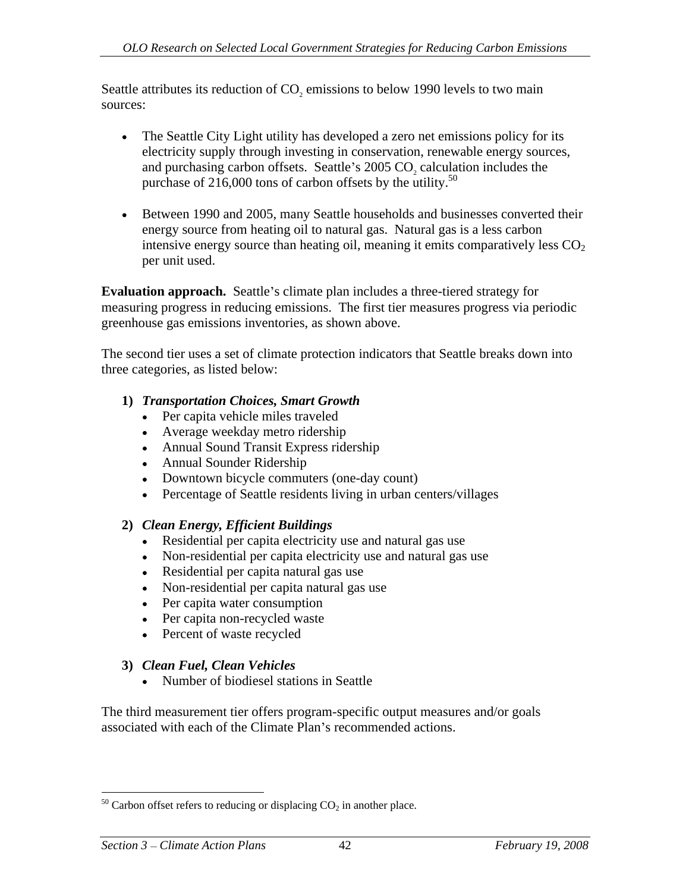Seattle attributes its reduction of $CO_2$ emissions to below 1990 levels to two main sources:

- The Seattle City Light utility has developed a zero net emissions policy for its electricity supply through investing in conservation, renewable energy sources, and purchasing carbon offsets. Seattle's 2005 $CO_2$ calculation includes the purchase of 216,000 tons of carbon offsets by the utility.[50]

- Between 1990 and 2005, many Seattle households and businesses converted their energy source from heating oil to natural gas. Natural gas is a less carbon intensive energy source than heating oil, meaning it emits comparatively less $CO_2$ per unit used.

**Evaluation approach.** Seattle's climate plan includes a three-tiered strategy for measuring progress in reducing emissions. The first tier measures progress via periodic greenhouse gas emissions inventories, as shown above.

The second tier uses a set of climate protection indicators that Seattle breaks down into three categories, as listed below:

**1)** ***Transportation Choices, Smart Growth***
- Per capita vehicle miles traveled
- Average weekday metro ridership
- Annual Sound Transit Express ridership
- Annual Sounder Ridership
- Downtown bicycle commuters (one-day count)
- Percentage of Seattle residents living in urban centers/villages

**2)** ***Clean Energy, Efficient Buildings***
- Residential per capita electricity use and natural gas use
- Non-residential per capita electricity use and natural gas use
- Residential per capita natural gas use
- Non-residential per capita natural gas use
- Per capita water consumption
- Per capita non-recycled waste
- Percent of waste recycled

**3)** ***Clean Fuel, Clean Vehicles***
- Number of biodiesel stations in Seattle

The third measurement tier offers program-specific output measures and/or goals associated with each of the Climate Plan's recommended actions.

---

[50] Carbon offset refers to reducing or displacing $CO_2$ in another place.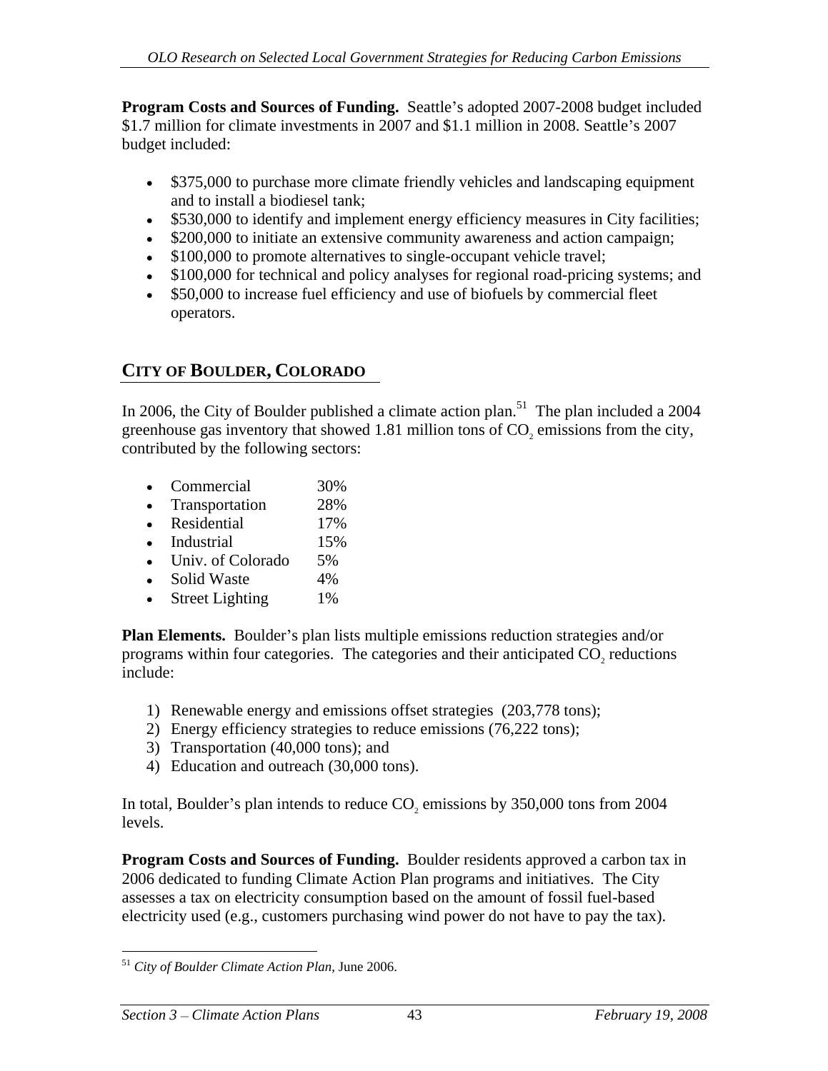**Program Costs and Sources of Funding.** Seattle's adopted 2007-2008 budget included $1.7 million for climate investments in 2007 and $1.1 million in 2008. Seattle's 2007 budget included:

- $375,000 to purchase more climate friendly vehicles and landscaping equipment and to install a biodiesel tank;
- $530,000 to identify and implement energy efficiency measures in City facilities;
- $200,000 to initiate an extensive community awareness and action campaign;
- $100,000 to promote alternatives to single-occupant vehicle travel;
- $100,000 for technical and policy analyses for regional road-pricing systems; and
- $50,000 to increase fuel efficiency and use of biofuels by commercial fleet operators.

## CITY OF BOULDER, COLORADO

In 2006, the City of Boulder published a climate action plan.[51] The plan included a 2004 greenhouse gas inventory that showed 1.81 million tons of $CO_2$ emissions from the city, contributed by the following sectors:

- Commercial 30%
- Transportation 28%
- Residential 17%
- Industrial 15%
- Univ. of Colorado 5%
- Solid Waste 4%
- Street Lighting 1%

**Plan Elements.** Boulder's plan lists multiple emissions reduction strategies and/or programs within four categories. The categories and their anticipated $CO_2$ reductions include:

1) Renewable energy and emissions offset strategies (203,778 tons);
2) Energy efficiency strategies to reduce emissions (76,222 tons);
3) Transportation (40,000 tons); and
4) Education and outreach (30,000 tons).

In total, Boulder's plan intends to reduce $CO_2$ emissions by 350,000 tons from 2004 levels.

**Program Costs and Sources of Funding.** Boulder residents approved a carbon tax in 2006 dedicated to funding Climate Action Plan programs and initiatives. The City assesses a tax on electricity consumption based on the amount of fossil fuel-based electricity used (e.g., customers purchasing wind power do not have to pay the tax).

---

[51] *City of Boulder Climate Action Plan*, June 2006.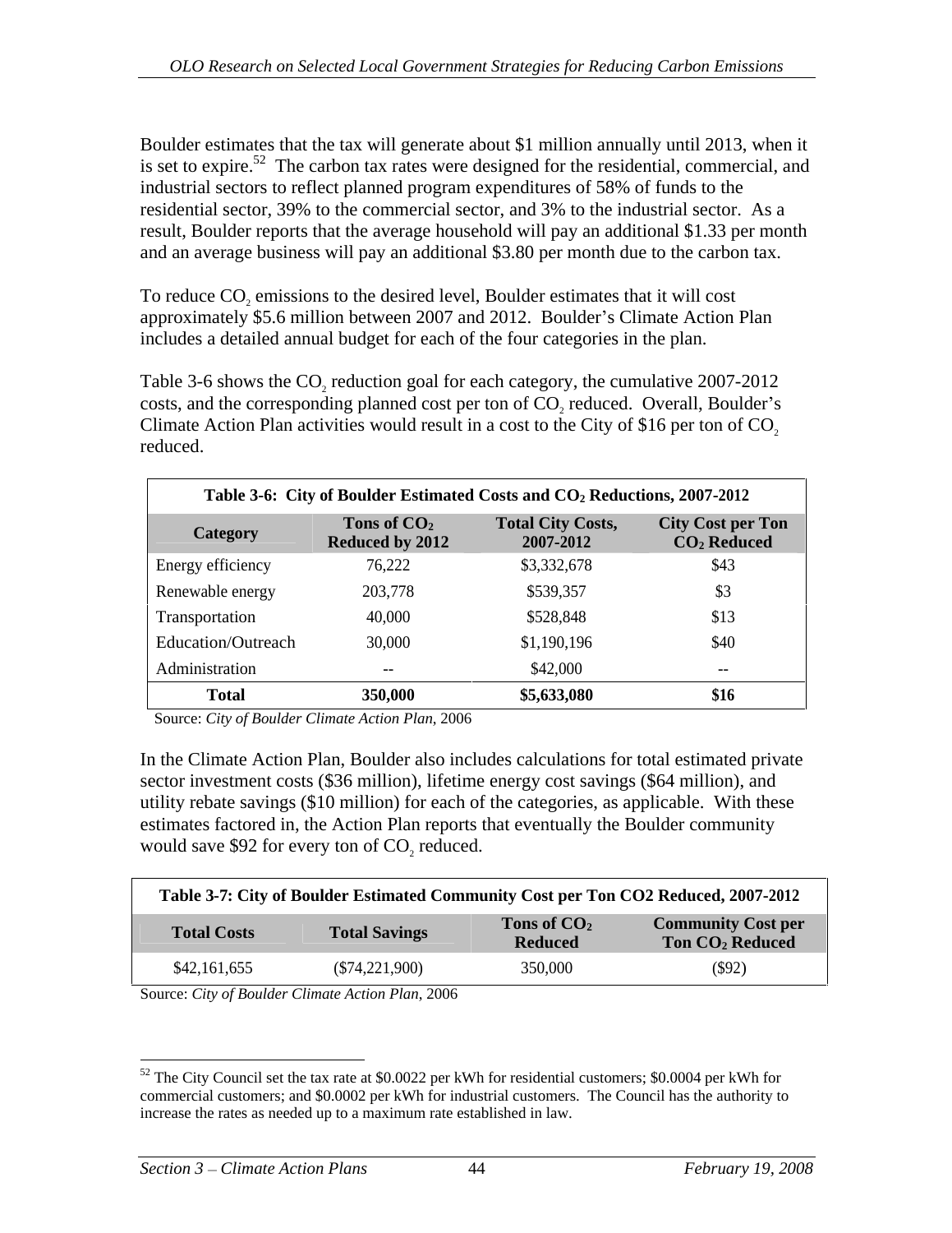Boulder estimates that the tax will generate about \$1 million annually until 2013, when it is set to expire.[52] The carbon tax rates were designed for the residential, commercial, and industrial sectors to reflect planned program expenditures of 58% of funds to the residential sector, 39% to the commercial sector, and 3% to the industrial sector. As a result, Boulder reports that the average household will pay an additional \$1.33 per month and an average business will pay an additional \$3.80 per month due to the carbon tax.

To reduce $CO_2$ emissions to the desired level, Boulder estimates that it will cost approximately \$5.6 million between 2007 and 2012. Boulder's Climate Action Plan includes a detailed annual budget for each of the four categories in the plan.

Table 3-6 shows the $CO_2$ reduction goal for each category, the cumulative 2007-2012 costs, and the corresponding planned cost per ton of $CO_2$ reduced. Overall, Boulder's Climate Action Plan activities would result in a cost to the City of \$16 per ton of $CO_2$ reduced.

**Table 3-6: City of Boulder Estimated Costs and $CO_2$ Reductions, 2007-2012**

| Category | Tons of $CO_2$ Reduced by 2012 | Total City Costs, 2007-2012 | City Cost per Ton $CO_2$ Reduced |
|---|---|---|---|
| Energy efficiency | 76,222 | \$3,332,678 | \$43 |
| Renewable energy | 203,778 | \$539,357 | \$3 |
| Transportation | 40,000 | \$528,848 | \$13 |
| Education/Outreach | 30,000 | \$1,190,196 | \$40 |
| Administration | -- | \$42,000 | -- |
| **Total** | **350,000** | **\$5,633,080** | **\$16** |

Source: *City of Boulder Climate Action Plan*, 2006

In the Climate Action Plan, Boulder also includes calculations for total estimated private sector investment costs (\$36 million), lifetime energy cost savings (\$64 million), and utility rebate savings (\$10 million) for each of the categories, as applicable. With these estimates factored in, the Action Plan reports that eventually the Boulder community would save \$92 for every ton of $CO_2$ reduced.

**Table 3-7: City of Boulder Estimated Community Cost per Ton CO2 Reduced, 2007-2012**

| Total Costs | Total Savings | Tons of $CO_2$ Reduced | Community Cost per Ton $CO_2$ Reduced |
|---|---|---|---|
| \$42,161,655 | (\$74,221,900) | 350,000 | (\$92) |

Source: *City of Boulder Climate Action Plan*, 2006

[52] The City Council set the tax rate at \$0.0022 per kWh for residential customers; \$0.0004 per kWh for commercial customers; and \$0.0002 per kWh for industrial customers. The Council has the authority to increase the rates as needed up to a maximum rate established in law.